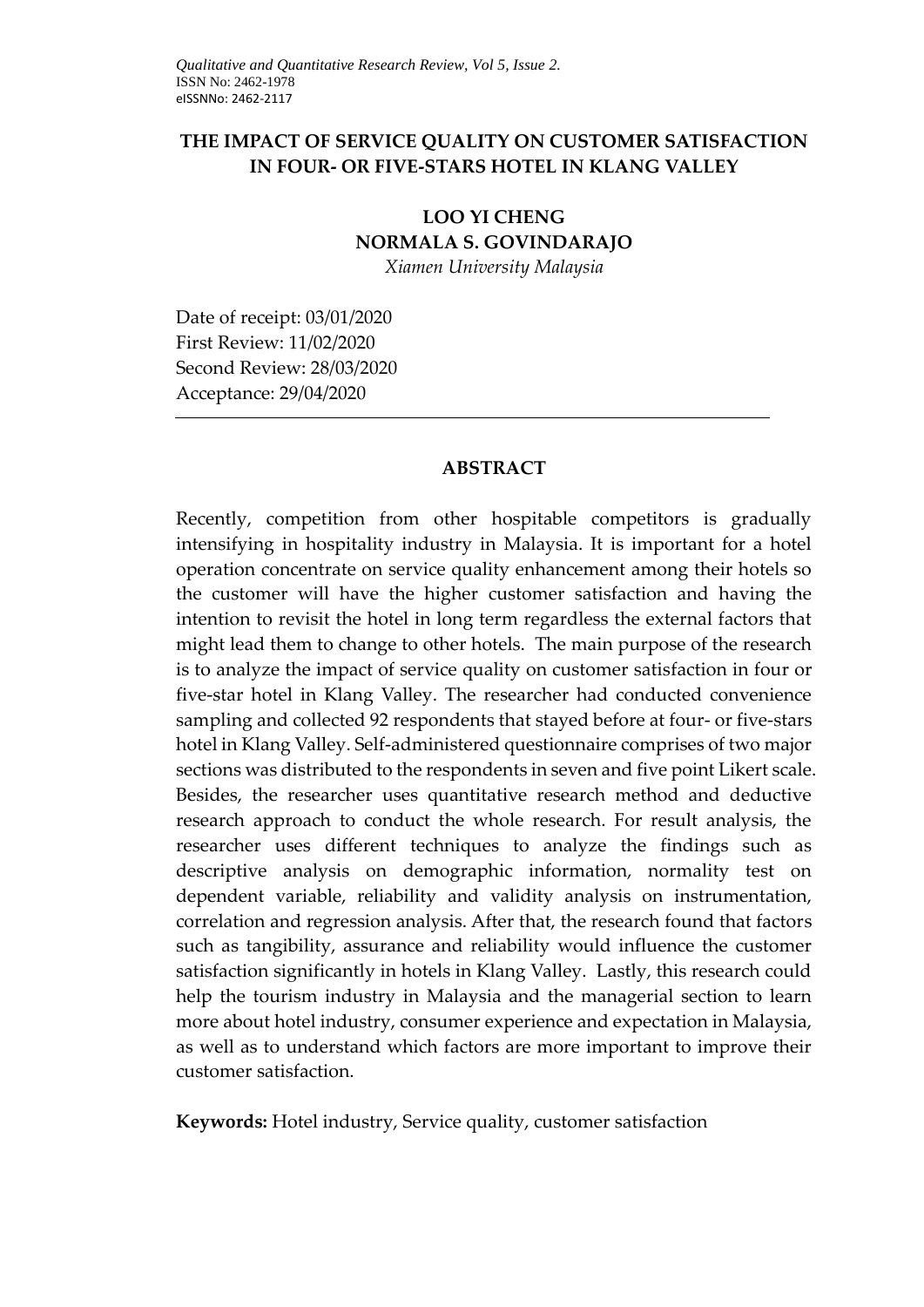# THE IMPACT OF SERVICE QUALITY ON CUSTOMER SATISFACTION IN FOUR- OR FIVE-STARS HOTEL IN KLANG VALLEY

**LOO YI CHENG**
**NORMALA S. GOVINDARAJO**
*Xiamen University Malaysia*

Date of receipt: 03/01/2020
First Review: 11/02/2020
Second Review: 28/03/2020
Acceptance: 29/04/2020

## ABSTRACT

Recently, competition from other hospitable competitors is gradually intensifying in hospitality industry in Malaysia. It is important for a hotel operation concentrate on service quality enhancement among their hotels so the customer will have the higher customer satisfaction and having the intention to revisit the hotel in long term regardless the external factors that might lead them to change to other hotels. The main purpose of the research is to analyze the impact of service quality on customer satisfaction in four or five-star hotel in Klang Valley. The researcher had conducted convenience sampling and collected 92 respondents that stayed before at four- or five-stars hotel in Klang Valley. Self-administered questionnaire comprises of two major sections was distributed to the respondents in seven and five point Likert scale. Besides, the researcher uses quantitative research method and deductive research approach to conduct the whole research. For result analysis, the researcher uses different techniques to analyze the findings such as descriptive analysis on demographic information, normality test on dependent variable, reliability and validity analysis on instrumentation, correlation and regression analysis. After that, the research found that factors such as tangibility, assurance and reliability would influence the customer satisfaction significantly in hotels in Klang Valley. Lastly, this research could help the tourism industry in Malaysia and the managerial section to learn more about hotel industry, consumer experience and expectation in Malaysia, as well as to understand which factors are more important to improve their customer satisfaction.

**Keywords:** Hotel industry, Service quality, customer satisfaction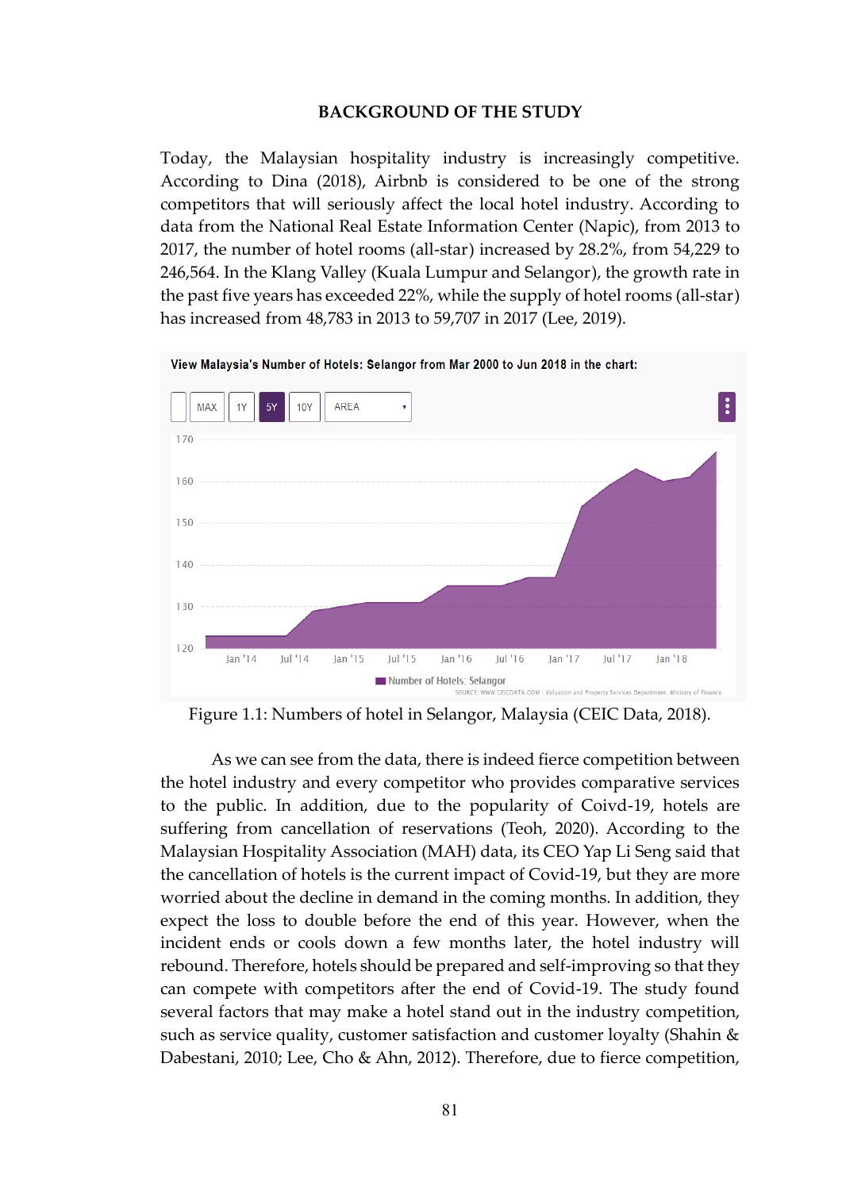## BACKGROUND OF THE STUDY

Today, the Malaysian hospitality industry is increasingly competitive. According to Dina (2018), Airbnb is considered to be one of the strong competitors that will seriously affect the local hotel industry. According to data from the National Real Estate Information Center (Napic), from 2013 to 2017, the number of hotel rooms (all-star) increased by 28.2%, from 54,229 to 246,564. In the Klang Valley (Kuala Lumpur and Selangor), the growth rate in the past five years has exceeded 22%, while the supply of hotel rooms (all-star) has increased from 48,783 in 2013 to 59,707 in 2017 (Lee, 2019).

Figure 1.1: Numbers of hotel in Selangor, Malaysia (CEIC Data, 2018).

As we can see from the data, there is indeed fierce competition between the hotel industry and every competitor who provides comparative services to the public. In addition, due to the popularity of Coivd-19, hotels are suffering from cancellation of reservations (Teoh, 2020). According to the Malaysian Hospitality Association (MAH) data, its CEO Yap Li Seng said that the cancellation of hotels is the current impact of Covid-19, but they are more worried about the decline in demand in the coming months. In addition, they expect the loss to double before the end of this year. However, when the incident ends or cools down a few months later, the hotel industry will rebound. Therefore, hotels should be prepared and self-improving so that they can compete with competitors after the end of Covid-19. The study found several factors that may make a hotel stand out in the industry competition, such as service quality, customer satisfaction and customer loyalty (Shahin & Dabestani, 2010; Lee, Cho & Ahn, 2012). Therefore, due to fierce competition,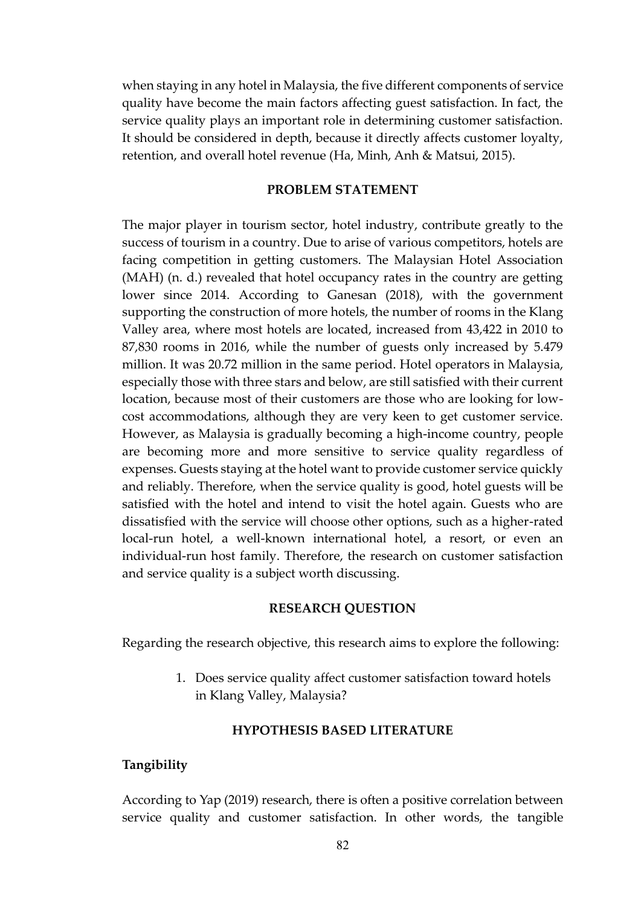when staying in any hotel in Malaysia, the five different components of service quality have become the main factors affecting guest satisfaction. In fact, the service quality plays an important role in determining customer satisfaction. It should be considered in depth, because it directly affects customer loyalty, retention, and overall hotel revenue (Ha, Minh, Anh & Matsui, 2015).

## PROBLEM STATEMENT

The major player in tourism sector, hotel industry, contribute greatly to the success of tourism in a country. Due to arise of various competitors, hotels are facing competition in getting customers. The Malaysian Hotel Association (MAH) (n. d.) revealed that hotel occupancy rates in the country are getting lower since 2014. According to Ganesan (2018), with the government supporting the construction of more hotels, the number of rooms in the Klang Valley area, where most hotels are located, increased from 43,422 in 2010 to 87,830 rooms in 2016, while the number of guests only increased by 5.479 million. It was 20.72 million in the same period. Hotel operators in Malaysia, especially those with three stars and below, are still satisfied with their current location, because most of their customers are those who are looking for low-cost accommodations, although they are very keen to get customer service. However, as Malaysia is gradually becoming a high-income country, people are becoming more and more sensitive to service quality regardless of expenses. Guests staying at the hotel want to provide customer service quickly and reliably. Therefore, when the service quality is good, hotel guests will be satisfied with the hotel and intend to visit the hotel again. Guests who are dissatisfied with the service will choose other options, such as a higher-rated local-run hotel, a well-known international hotel, a resort, or even an individual-run host family. Therefore, the research on customer satisfaction and service quality is a subject worth discussing.

## RESEARCH QUESTION

Regarding the research objective, this research aims to explore the following:

1. Does service quality affect customer satisfaction toward hotels in Klang Valley, Malaysia?

## HYPOTHESIS BASED LITERATURE

### Tangibility

According to Yap (2019) research, there is often a positive correlation between service quality and customer satisfaction. In other words, the tangible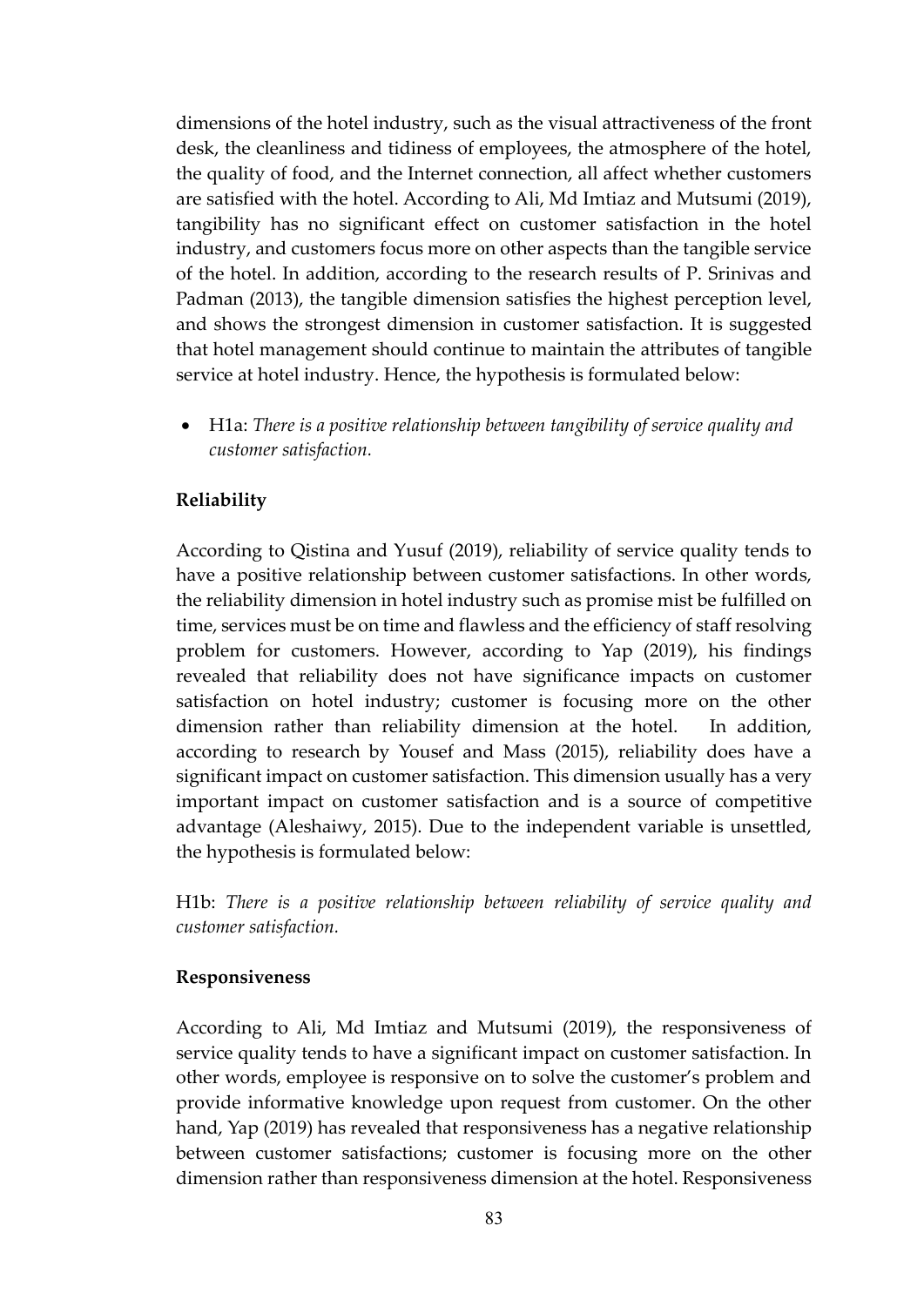dimensions of the hotel industry, such as the visual attractiveness of the front desk, the cleanliness and tidiness of employees, the atmosphere of the hotel, the quality of food, and the Internet connection, all affect whether customers are satisfied with the hotel. According to Ali, Md Imtiaz and Mutsumi (2019), tangibility has no significant effect on customer satisfaction in the hotel industry, and customers focus more on other aspects than the tangible service of the hotel. In addition, according to the research results of P. Srinivas and Padman (2013), the tangible dimension satisfies the highest perception level, and shows the strongest dimension in customer satisfaction. It is suggested that hotel management should continue to maintain the attributes of tangible service at hotel industry. Hence, the hypothesis is formulated below:

- H1a: *There is a positive relationship between tangibility of service quality and customer satisfaction.*

**Reliability**

According to Qistina and Yusuf (2019), reliability of service quality tends to have a positive relationship between customer satisfactions. In other words, the reliability dimension in hotel industry such as promise mist be fulfilled on time, services must be on time and flawless and the efficiency of staff resolving problem for customers. However, according to Yap (2019), his findings revealed that reliability does not have significance impacts on customer satisfaction on hotel industry; customer is focusing more on the other dimension rather than reliability dimension at the hotel. In addition, according to research by Yousef and Mass (2015), reliability does have a significant impact on customer satisfaction. This dimension usually has a very important impact on customer satisfaction and is a source of competitive advantage (Aleshaiwy, 2015). Due to the independent variable is unsettled, the hypothesis is formulated below:

H1b: *There is a positive relationship between reliability of service quality and customer satisfaction.*

**Responsiveness**

According to Ali, Md Imtiaz and Mutsumi (2019), the responsiveness of service quality tends to have a significant impact on customer satisfaction. In other words, employee is responsive on to solve the customer's problem and provide informative knowledge upon request from customer. On the other hand, Yap (2019) has revealed that responsiveness has a negative relationship between customer satisfactions; customer is focusing more on the other dimension rather than responsiveness dimension at the hotel. Responsiveness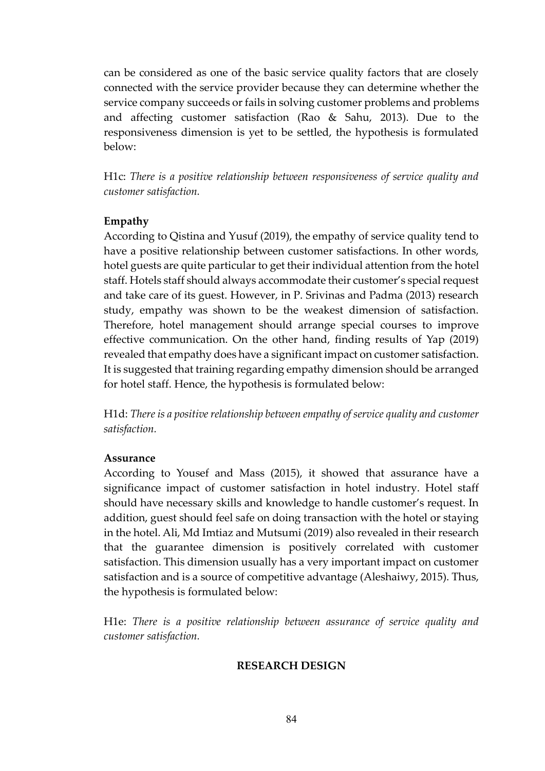can be considered as one of the basic service quality factors that are closely connected with the service provider because they can determine whether the service company succeeds or fails in solving customer problems and problems and affecting customer satisfaction (Rao & Sahu, 2013). Due to the responsiveness dimension is yet to be settled, the hypothesis is formulated below:

H1c: *There is a positive relationship between responsiveness of service quality and customer satisfaction.*

**Empathy**

According to Qistina and Yusuf (2019), the empathy of service quality tend to have a positive relationship between customer satisfactions. In other words, hotel guests are quite particular to get their individual attention from the hotel staff. Hotels staff should always accommodate their customer's special request and take care of its guest. However, in P. Srivinas and Padma (2013) research study, empathy was shown to be the weakest dimension of satisfaction. Therefore, hotel management should arrange special courses to improve effective communication. On the other hand, finding results of Yap (2019) revealed that empathy does have a significant impact on customer satisfaction. It is suggested that training regarding empathy dimension should be arranged for hotel staff. Hence, the hypothesis is formulated below:

H1d: *There is a positive relationship between empathy of service quality and customer satisfaction.*

**Assurance**

According to Yousef and Mass (2015), it showed that assurance have a significance impact of customer satisfaction in hotel industry. Hotel staff should have necessary skills and knowledge to handle customer's request. In addition, guest should feel safe on doing transaction with the hotel or staying in the hotel. Ali, Md Imtiaz and Mutsumi (2019) also revealed in their research that the guarantee dimension is positively correlated with customer satisfaction. This dimension usually has a very important impact on customer satisfaction and is a source of competitive advantage (Aleshaiwy, 2015). Thus, the hypothesis is formulated below:

H1e: *There is a positive relationship between assurance of service quality and customer satisfaction.*

## RESEARCH DESIGN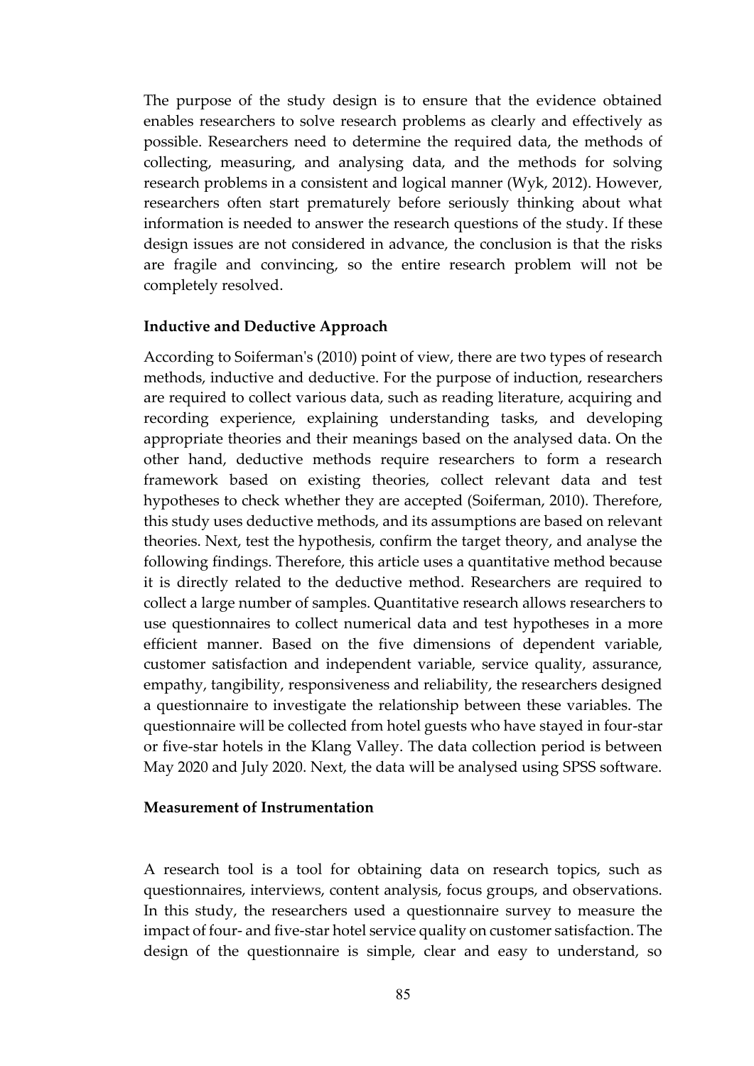The purpose of the study design is to ensure that the evidence obtained enables researchers to solve research problems as clearly and effectively as possible. Researchers need to determine the required data, the methods of collecting, measuring, and analysing data, and the methods for solving research problems in a consistent and logical manner (Wyk, 2012). However, researchers often start prematurely before seriously thinking about what information is needed to answer the research questions of the study. If these design issues are not considered in advance, the conclusion is that the risks are fragile and convincing, so the entire research problem will not be completely resolved.

**Inductive and Deductive Approach**

According to Soiferman's (2010) point of view, there are two types of research methods, inductive and deductive. For the purpose of induction, researchers are required to collect various data, such as reading literature, acquiring and recording experience, explaining understanding tasks, and developing appropriate theories and their meanings based on the analysed data. On the other hand, deductive methods require researchers to form a research framework based on existing theories, collect relevant data and test hypotheses to check whether they are accepted (Soiferman, 2010). Therefore, this study uses deductive methods, and its assumptions are based on relevant theories. Next, test the hypothesis, confirm the target theory, and analyse the following findings. Therefore, this article uses a quantitative method because it is directly related to the deductive method. Researchers are required to collect a large number of samples. Quantitative research allows researchers to use questionnaires to collect numerical data and test hypotheses in a more efficient manner. Based on the five dimensions of dependent variable, customer satisfaction and independent variable, service quality, assurance, empathy, tangibility, responsiveness and reliability, the researchers designed a questionnaire to investigate the relationship between these variables. The questionnaire will be collected from hotel guests who have stayed in four-star or five-star hotels in the Klang Valley. The data collection period is between May 2020 and July 2020. Next, the data will be analysed using SPSS software.

**Measurement of Instrumentation**

A research tool is a tool for obtaining data on research topics, such as questionnaires, interviews, content analysis, focus groups, and observations. In this study, the researchers used a questionnaire survey to measure the impact of four- and five-star hotel service quality on customer satisfaction. The design of the questionnaire is simple, clear and easy to understand, so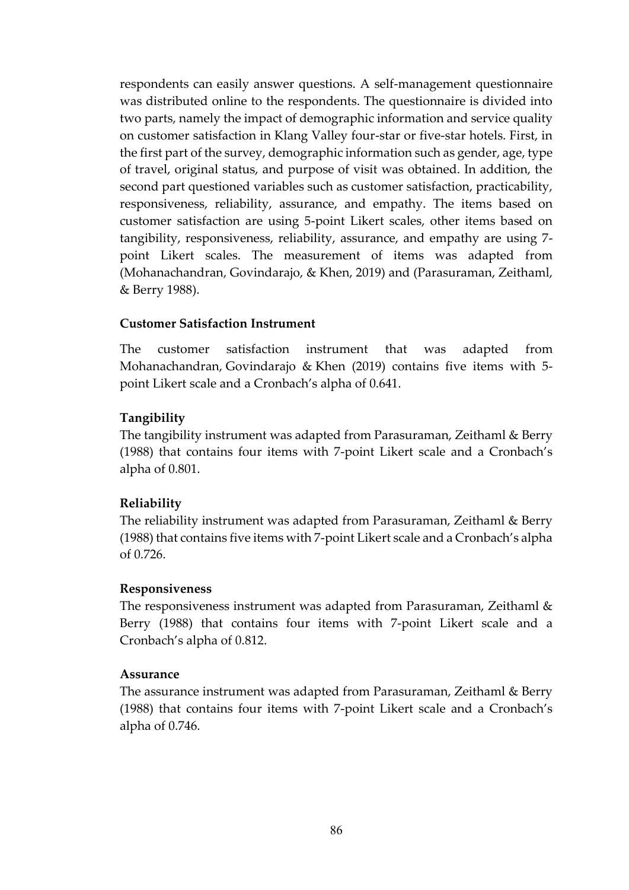respondents can easily answer questions. A self-management questionnaire was distributed online to the respondents. The questionnaire is divided into two parts, namely the impact of demographic information and service quality on customer satisfaction in Klang Valley four-star or five-star hotels. First, in the first part of the survey, demographic information such as gender, age, type of travel, original status, and purpose of visit was obtained. In addition, the second part questioned variables such as customer satisfaction, practicability, responsiveness, reliability, assurance, and empathy. The items based on customer satisfaction are using 5-point Likert scales, other items based on tangibility, responsiveness, reliability, assurance, and empathy are using 7-point Likert scales. The measurement of items was adapted from (Mohanachandran, Govindarajo, & Khen, 2019) and (Parasuraman, Zeithaml, & Berry 1988).

**Customer Satisfaction Instrument**

The customer satisfaction instrument that was adapted from Mohanachandran, Govindarajo & Khen (2019) contains five items with 5-point Likert scale and a Cronbach's alpha of 0.641.

**Tangibility**

The tangibility instrument was adapted from Parasuraman, Zeithaml & Berry (1988) that contains four items with 7-point Likert scale and a Cronbach's alpha of 0.801.

**Reliability**

The reliability instrument was adapted from Parasuraman, Zeithaml & Berry (1988) that contains five items with 7-point Likert scale and a Cronbach's alpha of 0.726.

**Responsiveness**

The responsiveness instrument was adapted from Parasuraman, Zeithaml & Berry (1988) that contains four items with 7-point Likert scale and a Cronbach's alpha of 0.812.

**Assurance**

The assurance instrument was adapted from Parasuraman, Zeithaml & Berry (1988) that contains four items with 7-point Likert scale and a Cronbach's alpha of 0.746.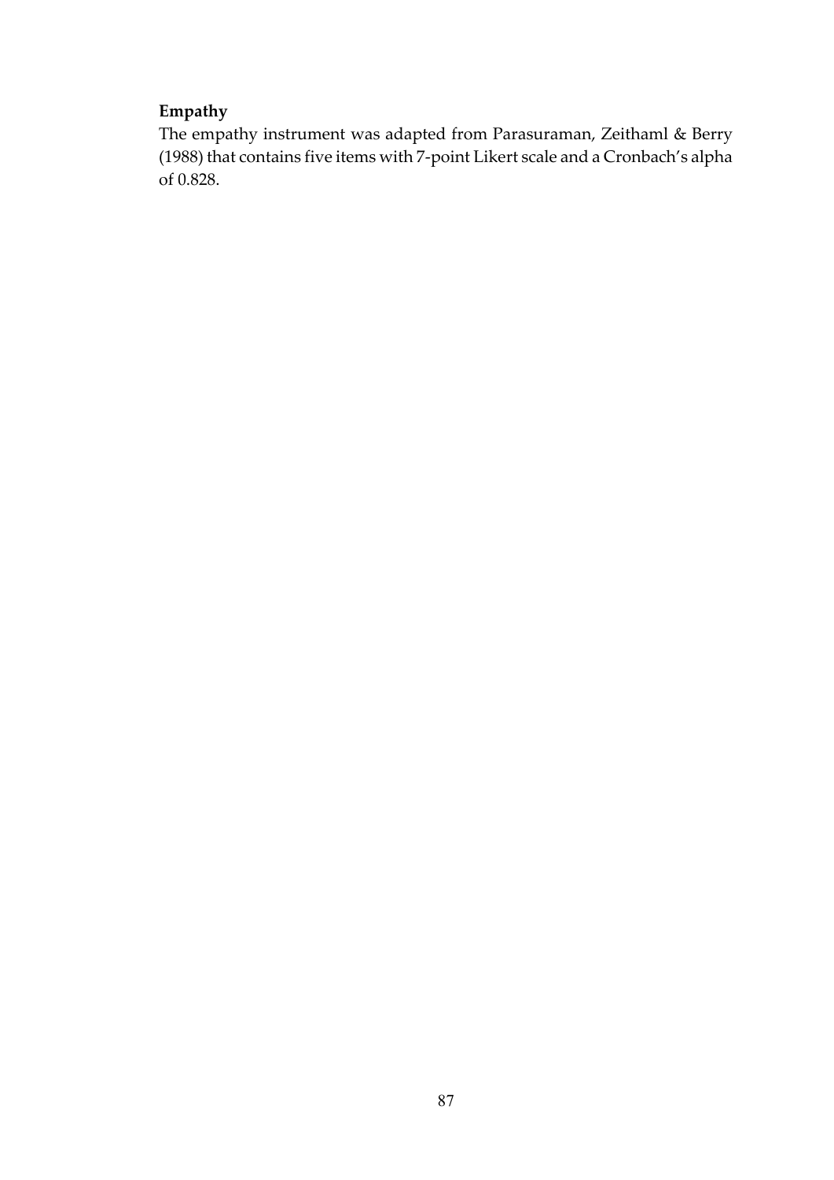**Empathy**

The empathy instrument was adapted from Parasuraman, Zeithaml & Berry (1988) that contains five items with 7-point Likert scale and a Cronbach's alpha of 0.828.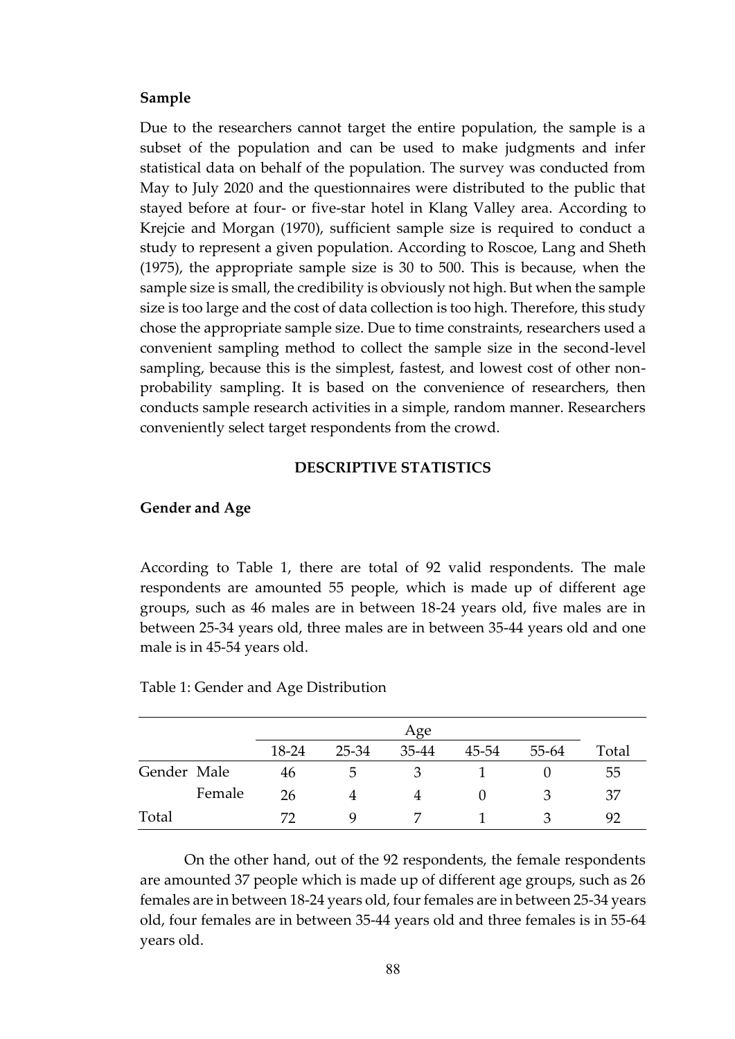### Sample

Due to the researchers cannot target the entire population, the sample is a subset of the population and can be used to make judgments and infer statistical data on behalf of the population. The survey was conducted from May to July 2020 and the questionnaires were distributed to the public that stayed before at four- or five-star hotel in Klang Valley area. According to Krejcie and Morgan (1970), sufficient sample size is required to conduct a study to represent a given population. According to Roscoe, Lang and Sheth (1975), the appropriate sample size is 30 to 500. This is because, when the sample size is small, the credibility is obviously not high. But when the sample size is too large and the cost of data collection is too high. Therefore, this study chose the appropriate sample size. Due to time constraints, researchers used a convenient sampling method to collect the sample size in the second-level sampling, because this is the simplest, fastest, and lowest cost of other non-probability sampling. It is based on the convenience of researchers, then conducts sample research activities in a simple, random manner. Researchers conveniently select target respondents from the crowd.

## DESCRIPTIVE STATISTICS

### Gender and Age

According to Table 1, there are total of 92 valid respondents. The male respondents are amounted 55 people, which is made up of different age groups, such as 46 males are in between 18-24 years old, five males are in between 25-34 years old, three males are in between 35-44 years old and one male is in 45-54 years old.

Table 1: Gender and Age Distribution

| | | Age | | | | | |
|---|---|---|---|---|---|---|---|
| | | 18-24 | 25-34 | 35-44 | 45-54 | 55-64 | Total |
| Gender | Male | 46 | 5 | 3 | 1 | 0 | 55 |
| | Female | 26 | 4 | 4 | 0 | 3 | 37 |
| Total | | 72 | 9 | 7 | 1 | 3 | 92 |

On the other hand, out of the 92 respondents, the female respondents are amounted 37 people which is made up of different age groups, such as 26 females are in between 18-24 years old, four females are in between 25-34 years old, four females are in between 35-44 years old and three females is in 55-64 years old.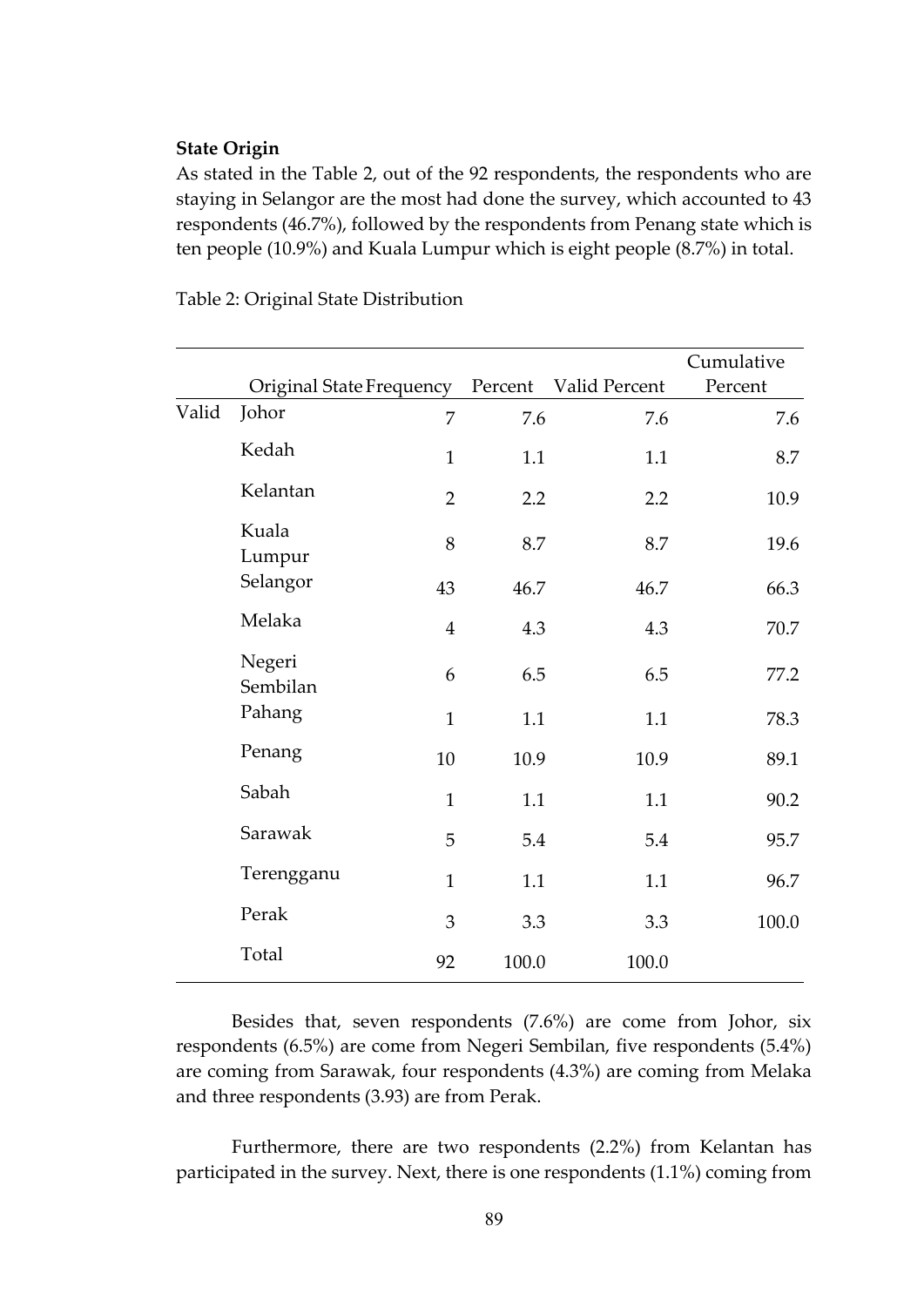**State Origin**

As stated in the Table 2, out of the 92 respondents, the respondents who are staying in Selangor are the most had done the survey, which accounted to 43 respondents (46.7%), followed by the respondents from Penang state which is ten people (10.9%) and Kuala Lumpur which is eight people (8.7%) in total.

Table 2: Original State Distribution

| | Original State | Frequency | Percent | Valid Percent | Cumulative Percent |
|---|---|---|---|---|---|
| Valid | Johor | 7 | 7.6 | 7.6 | 7.6 |
| | Kedah | 1 | 1.1 | 1.1 | 8.7 |
| | Kelantan | 2 | 2.2 | 2.2 | 10.9 |
| | Kuala Lumpur | 8 | 8.7 | 8.7 | 19.6 |
| | Selangor | 43 | 46.7 | 46.7 | 66.3 |
| | Melaka | 4 | 4.3 | 4.3 | 70.7 |
| | Negeri Sembilan | 6 | 6.5 | 6.5 | 77.2 |
| | Pahang | 1 | 1.1 | 1.1 | 78.3 |
| | Penang | 10 | 10.9 | 10.9 | 89.1 |
| | Sabah | 1 | 1.1 | 1.1 | 90.2 |
| | Sarawak | 5 | 5.4 | 5.4 | 95.7 |
| | Terengganu | 1 | 1.1 | 1.1 | 96.7 |
| | Perak | 3 | 3.3 | 3.3 | 100.0 |
| | Total | 92 | 100.0 | 100.0 | |

Besides that, seven respondents (7.6%) are come from Johor, six respondents (6.5%) are come from Negeri Sembilan, five respondents (5.4%) are coming from Sarawak, four respondents (4.3%) are coming from Melaka and three respondents (3.93) are from Perak.

Furthermore, there are two respondents (2.2%) from Kelantan has participated in the survey. Next, there is one respondents (1.1%) coming from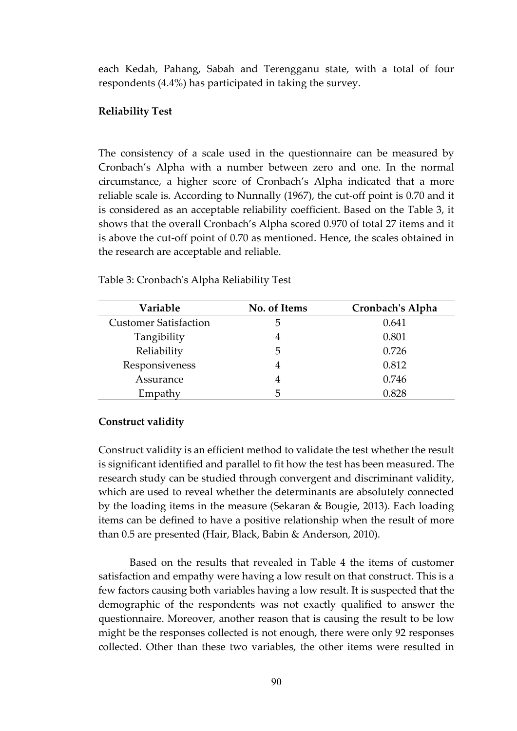each Kedah, Pahang, Sabah and Terengganu state, with a total of four respondents (4.4%) has participated in taking the survey.

**Reliability Test**

The consistency of a scale used in the questionnaire can be measured by Cronbach's Alpha with a number between zero and one. In the normal circumstance, a higher score of Cronbach's Alpha indicated that a more reliable scale is. According to Nunnally (1967), the cut-off point is 0.70 and it is considered as an acceptable reliability coefficient. Based on the Table 3, it shows that the overall Cronbach's Alpha scored 0.970 of total 27 items and it is above the cut-off point of 0.70 as mentioned. Hence, the scales obtained in the research are acceptable and reliable.

Table 3: Cronbach's Alpha Reliability Test

| Variable | No. of Items | Cronbach's Alpha |
|---|---|---|
| Customer Satisfaction | 5 | 0.641 |
| Tangibility | 4 | 0.801 |
| Reliability | 5 | 0.726 |
| Responsiveness | 4 | 0.812 |
| Assurance | 4 | 0.746 |
| Empathy | 5 | 0.828 |

**Construct validity**

Construct validity is an efficient method to validate the test whether the result is significant identified and parallel to fit how the test has been measured. The research study can be studied through convergent and discriminant validity, which are used to reveal whether the determinants are absolutely connected by the loading items in the measure (Sekaran & Bougie, 2013). Each loading items can be defined to have a positive relationship when the result of more than 0.5 are presented (Hair, Black, Babin & Anderson, 2010).

Based on the results that revealed in Table 4 the items of customer satisfaction and empathy were having a low result on that construct. This is a few factors causing both variables having a low result. It is suspected that the demographic of the respondents was not exactly qualified to answer the questionnaire. Moreover, another reason that is causing the result to be low might be the responses collected is not enough, there were only 92 responses collected. Other than these two variables, the other items were resulted in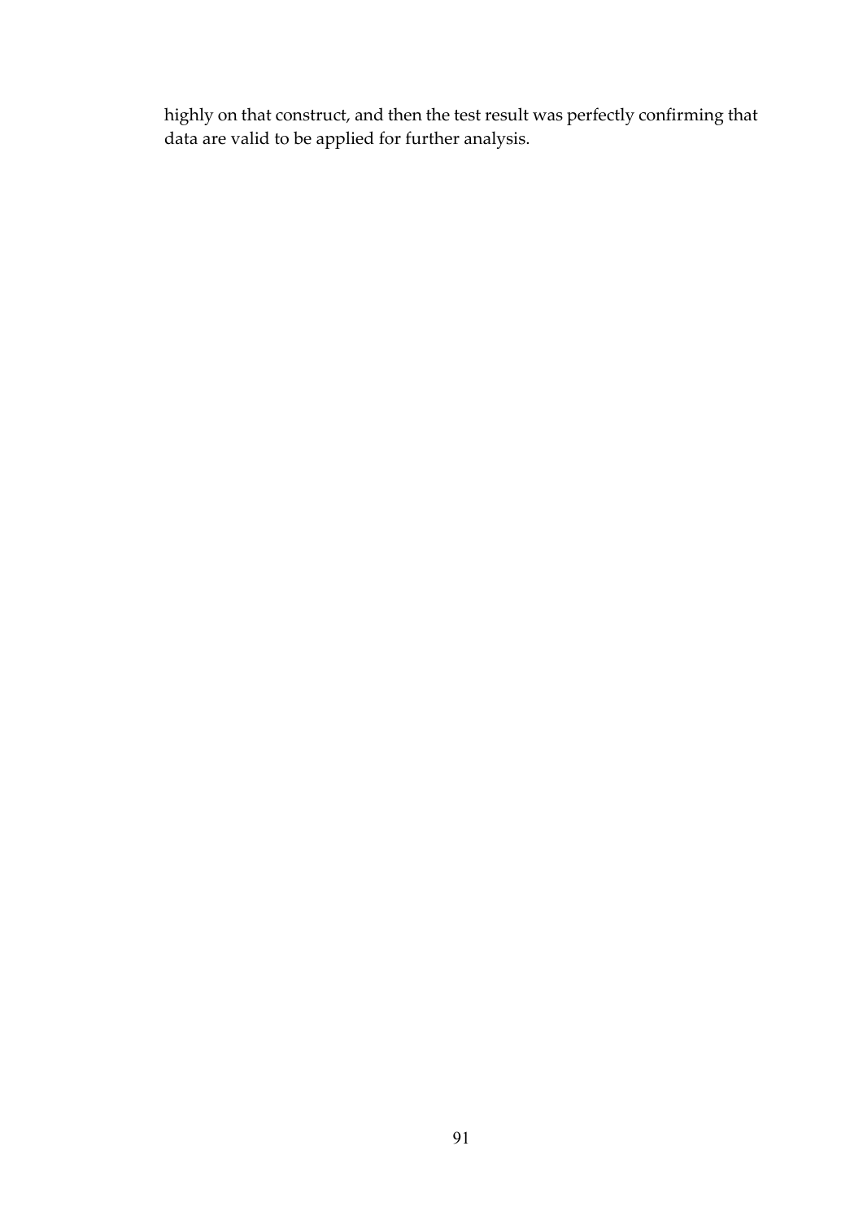highly on that construct, and then the test result was perfectly confirming that data are valid to be applied for further analysis.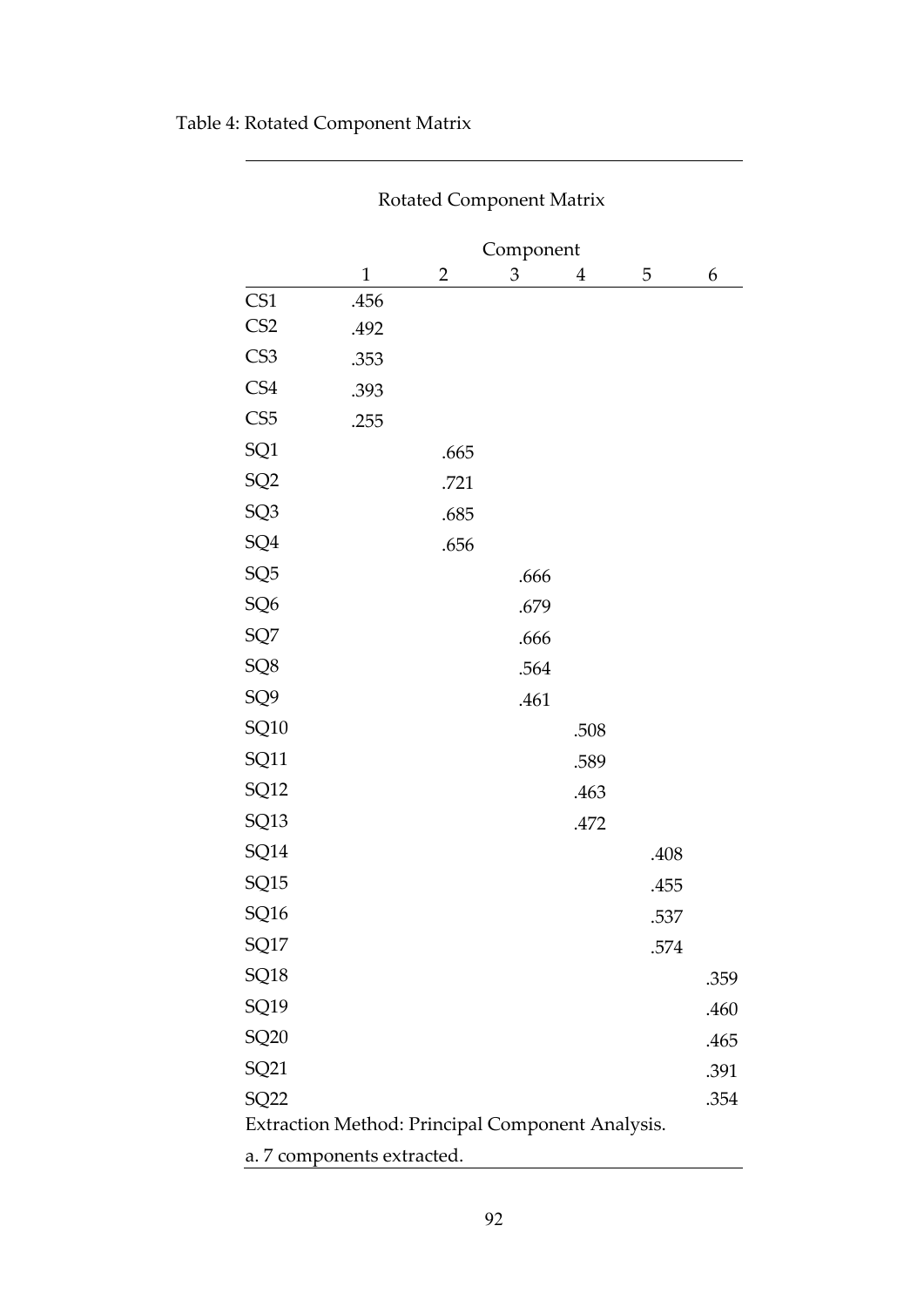Table 4: Rotated Component Matrix

Rotated Component Matrix

| | Component | | | | | |
|---|---|---|---|---|---|---|
| | 1 | 2 | 3 | 4 | 5 | 6 |
| CS1 | .456 | | | | | |
| CS2 | .492 | | | | | |
| CS3 | .353 | | | | | |
| CS4 | .393 | | | | | |
| CS5 | .255 | | | | | |
| SQ1 | | .665 | | | | |
| SQ2 | | .721 | | | | |
| SQ3 | | .685 | | | | |
| SQ4 | | .656 | | | | |
| SQ5 | | | .666 | | | |
| SQ6 | | | .679 | | | |
| SQ7 | | | .666 | | | |
| SQ8 | | | .564 | | | |
| SQ9 | | | .461 | | | |
| SQ10 | | | | .508 | | |
| SQ11 | | | | .589 | | |
| SQ12 | | | | .463 | | |
| SQ13 | | | | .472 | | |
| SQ14 | | | | | .408 | |
| SQ15 | | | | | .455 | |
| SQ16 | | | | | .537 | |
| SQ17 | | | | | .574 | |
| SQ18 | | | | | | .359 |
| SQ19 | | | | | | .460 |
| SQ20 | | | | | | .465 |
| SQ21 | | | | | | .391 |
| SQ22 | | | | | | .354 |

Extraction Method: Principal Component Analysis.

a. 7 components extracted.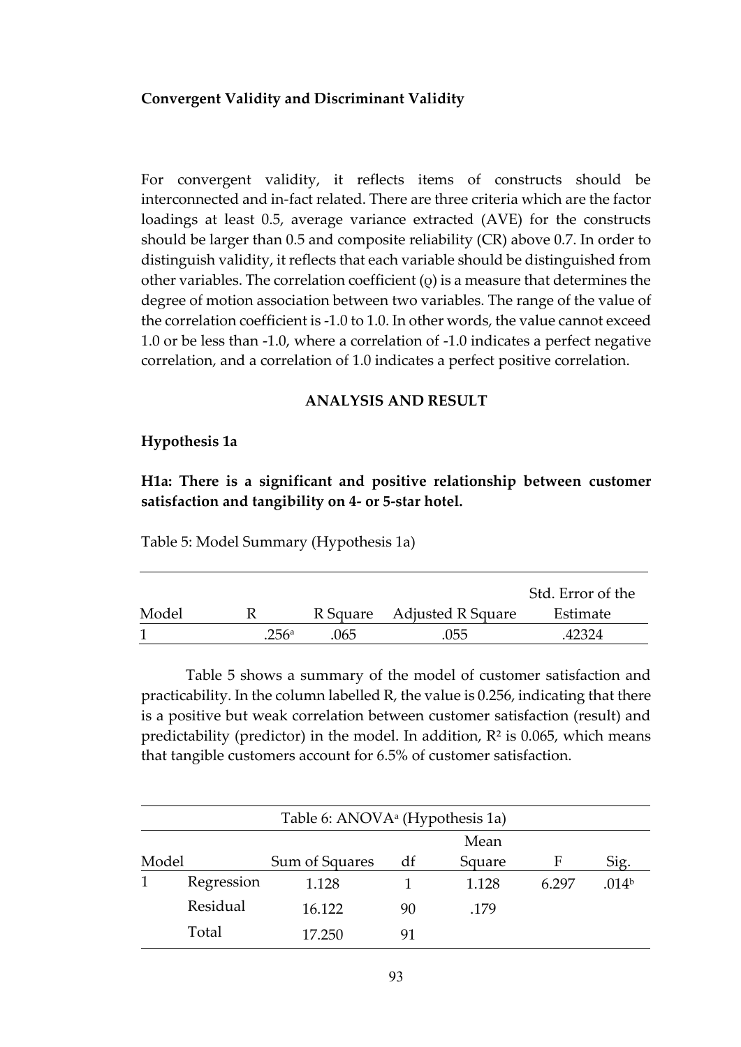**Convergent Validity and Discriminant Validity**

For convergent validity, it reflects items of constructs should be interconnected and in-fact related. There are three criteria which are the factor loadings at least 0.5, average variance extracted (AVE) for the constructs should be larger than 0.5 and composite reliability (CR) above 0.7. In order to distinguish validity, it reflects that each variable should be distinguished from other variables. The correlation coefficient (ϱ) is a measure that determines the degree of motion association between two variables. The range of the value of the correlation coefficient is -1.0 to 1.0. In other words, the value cannot exceed 1.0 or be less than -1.0, where a correlation of -1.0 indicates a perfect negative correlation, and a correlation of 1.0 indicates a perfect positive correlation.

## ANALYSIS AND RESULT

### Hypothesis 1a

**H1a: There is a significant and positive relationship between customer satisfaction and tangibility on 4- or 5-star hotel.**

Table 5: Model Summary (Hypothesis 1a)

| Model | R | R Square | Adjusted R Square | Std. Error of the Estimate |
|---|---|---|---|---|
| 1 | .256[a] | .065 | .055 | .42324 |

Table 5 shows a summary of the model of customer satisfaction and practicability. In the column labelled R, the value is 0.256, indicating that there is a positive but weak correlation between customer satisfaction (result) and predictability (predictor) in the model. In addition, $R^2$ is 0.065, which means that tangible customers account for 6.5% of customer satisfaction.

Table 6: ANOVA[a] (Hypothesis 1a)

| Model | | Sum of Squares | df | Mean Square | F | Sig. |
|---|---|---|---|---|---|---|
| 1 | Regression | 1.128 | 1 | 1.128 | 6.297 | .014[b] |
| | Residual | 16.122 | 90 | .179 | | |
| | Total | 17.250 | 91 | | | |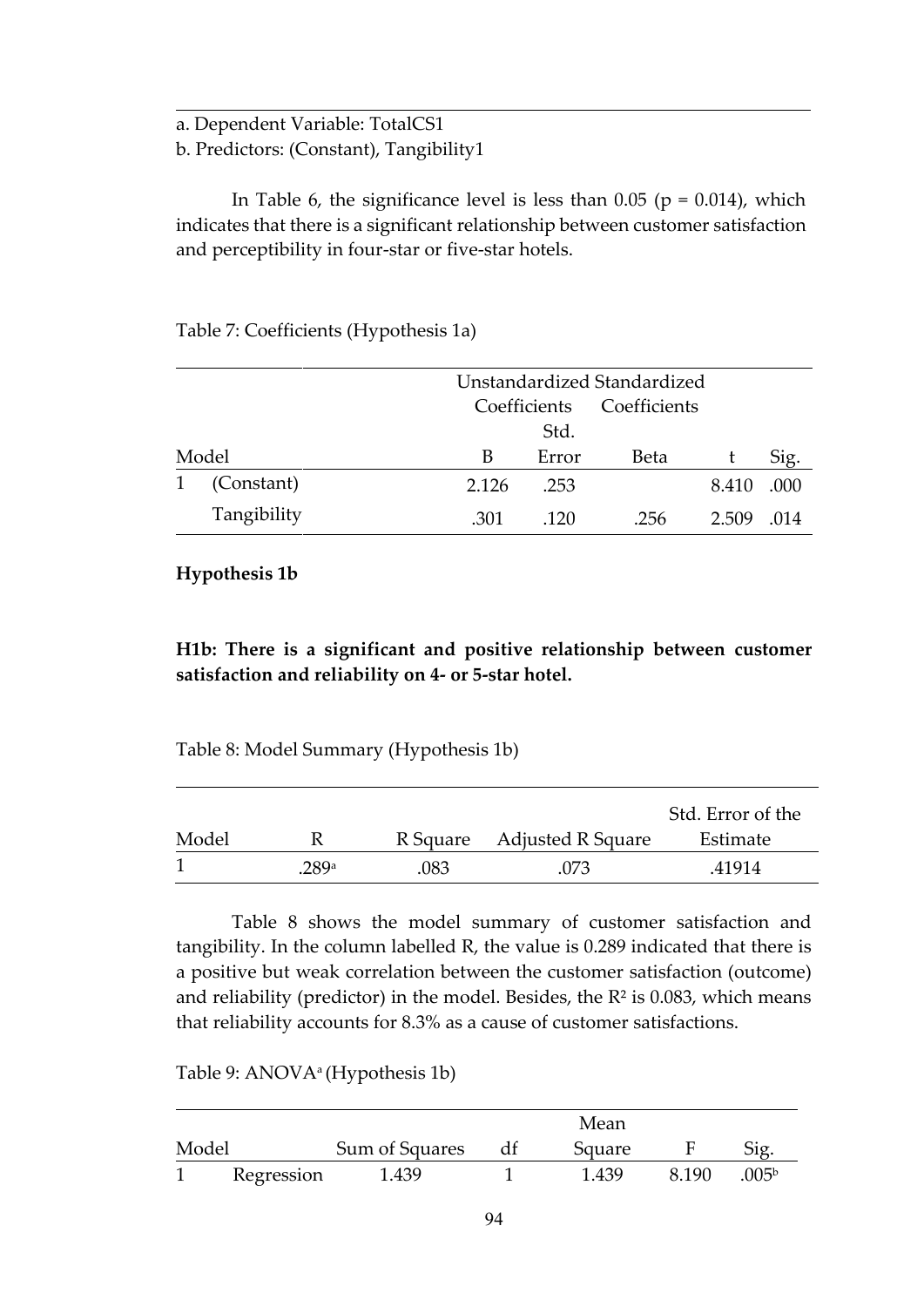a. Dependent Variable: TotalCS1
b. Predictors: (Constant), Tangibility1

In Table 6, the significance level is less than 0.05 ($p = 0.014$), which indicates that there is a significant relationship between customer satisfaction and perceptibility in four-star or five-star hotels.

Table 7: Coefficients (Hypothesis 1a)

| Model | | Unstandardized Coefficients | | Standardized Coefficients | | |
|---|---|---|---|---|---|---|
| | | B | Std. Error | Beta | t | Sig. |
| 1 | (Constant) | 2.126 | .253 | | 8.410 | .000 |
| | Tangibility | .301 | .120 | .256 | 2.509 | .014 |

**Hypothesis 1b**

**H1b: There is a significant and positive relationship between customer satisfaction and reliability on 4- or 5-star hotel.**

Table 8: Model Summary (Hypothesis 1b)

| Model | R | R Square | Adjusted R Square | Std. Error of the Estimate |
|---|---|---|---|---|
| 1 | .289[a] | .083 | .073 | .41914 |

Table 8 shows the model summary of customer satisfaction and tangibility. In the column labelled R, the value is 0.289 indicated that there is a positive but weak correlation between the customer satisfaction (outcome) and reliability (predictor) in the model. Besides, the $R^2$ is 0.083, which means that reliability accounts for 8.3% as a cause of customer satisfactions.

Table 9: ANOVA[a] (Hypothesis 1b)

| Model | | Sum of Squares | df | Mean Square | F | Sig. |
|---|---|---|---|---|---|---|
| 1 | Regression | 1.439 | 1 | 1.439 | 8.190 | .005[b] |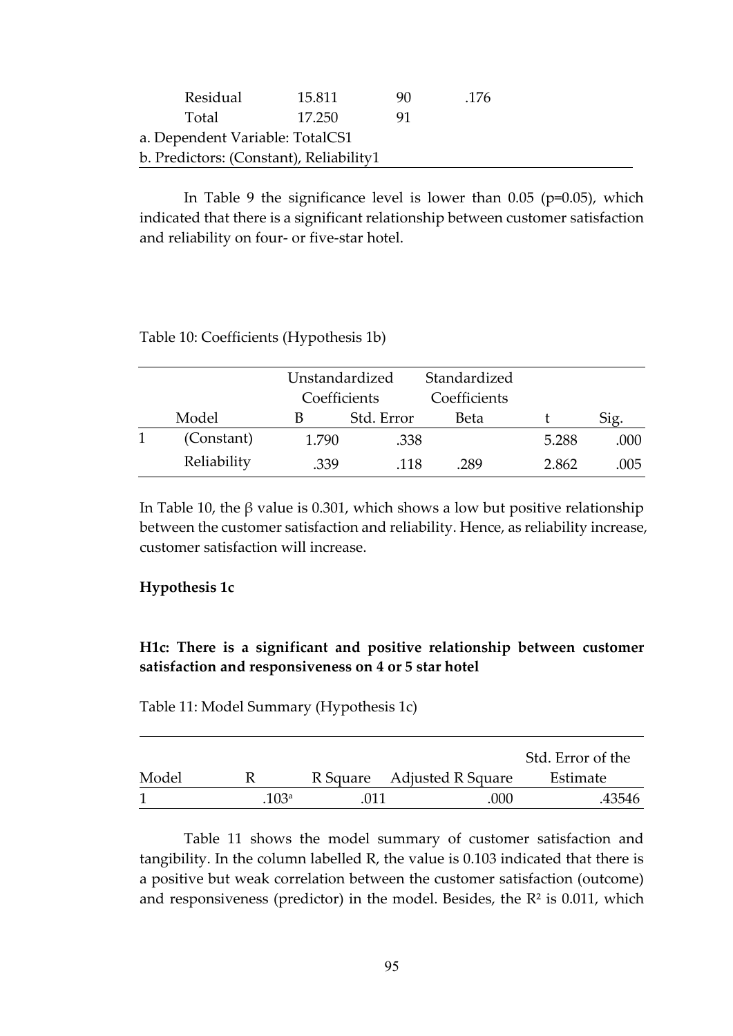| | | | | | |
|---|---|---|---|---|---|
| | Residual | 15.811 | 90 | .176 | |
| | Total | 17.250 | 91 | | |

a. Dependent Variable: TotalCS1
b. Predictors: (Constant), Reliability1

In Table 9 the significance level is lower than 0.05 (p=0.05), which indicated that there is a significant relationship between customer satisfaction and reliability on four- or five-star hotel.

Table 10: Coefficients (Hypothesis 1b)

| | | Unstandardized Coefficients | | Standardized Coefficients | | |
|---|---|---|---|---|---|---|
| | Model | B | Std. Error | Beta | t | Sig. |
| 1 | (Constant) | 1.790 | .338 | | 5.288 | .000 |
| | Reliability | .339 | .118 | .289 | 2.862 | .005 |

In Table 10, the β value is 0.301, which shows a low but positive relationship between the customer satisfaction and reliability. Hence, as reliability increase, customer satisfaction will increase.

**Hypothesis 1c**

**H1c: There is a significant and positive relationship between customer satisfaction and responsiveness on 4 or 5 star hotel**

Table 11: Model Summary (Hypothesis 1c)

| Model | R | R Square | Adjusted R Square | Std. Error of the Estimate |
|---|---|---|---|---|
| 1 | .103[a] | .011 | .000 | .43546 |

Table 11 shows the model summary of customer satisfaction and tangibility. In the column labelled R, the value is 0.103 indicated that there is a positive but weak correlation between the customer satisfaction (outcome) and responsiveness (predictor) in the model. Besides, the $R^2$ is 0.011, which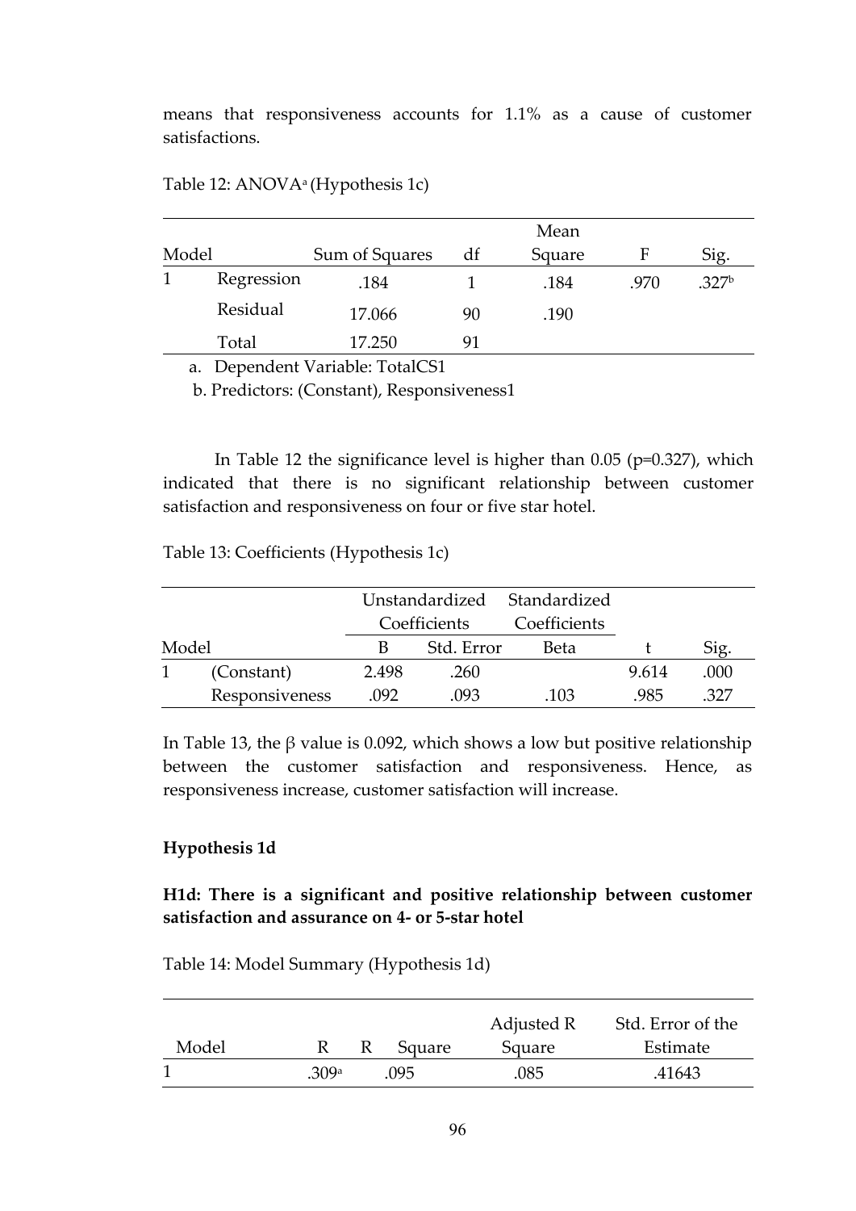means that responsiveness accounts for 1.1% as a cause of customer satisfactions.

Table 12: ANOVA[a] (Hypothesis 1c)

| Model | | Sum of Squares | df | Mean Square | F | Sig. |
|---|---|---|---|---|---|---|
| 1 | Regression | .184 | 1 | .184 | .970 | .327[b] |
| | Residual | 17.066 | 90 | .190 | | |
| | Total | 17.250 | 91 | | | |

a. Dependent Variable: TotalCS1

b. Predictors: (Constant), Responsiveness1

In Table 12 the significance level is higher than 0.05 (p=0.327), which indicated that there is no significant relationship between customer satisfaction and responsiveness on four or five star hotel.

Table 13: Coefficients (Hypothesis 1c)

| Model | | Unstandardized Coefficients | | Standardized Coefficients | t | Sig. |
|---|---|---|---|---|---|---|
| | | B | Std. Error | Beta | | |
| 1 | (Constant) | 2.498 | .260 | | 9.614 | .000 |
| | Responsiveness | .092 | .093 | .103 | .985 | .327 |

In Table 13, the $\beta$ value is 0.092, which shows a low but positive relationship between the customer satisfaction and responsiveness. Hence, as responsiveness increase, customer satisfaction will increase.

**Hypothesis 1d**

**H1d: There is a significant and positive relationship between customer satisfaction and assurance on 4- or 5-star hotel**

Table 14: Model Summary (Hypothesis 1d)

| Model | R | R Square | Adjusted R Square | Std. Error of the Estimate |
|---|---|---|---|---|
| 1 | .309[a] | .095 | .085 | .41643 |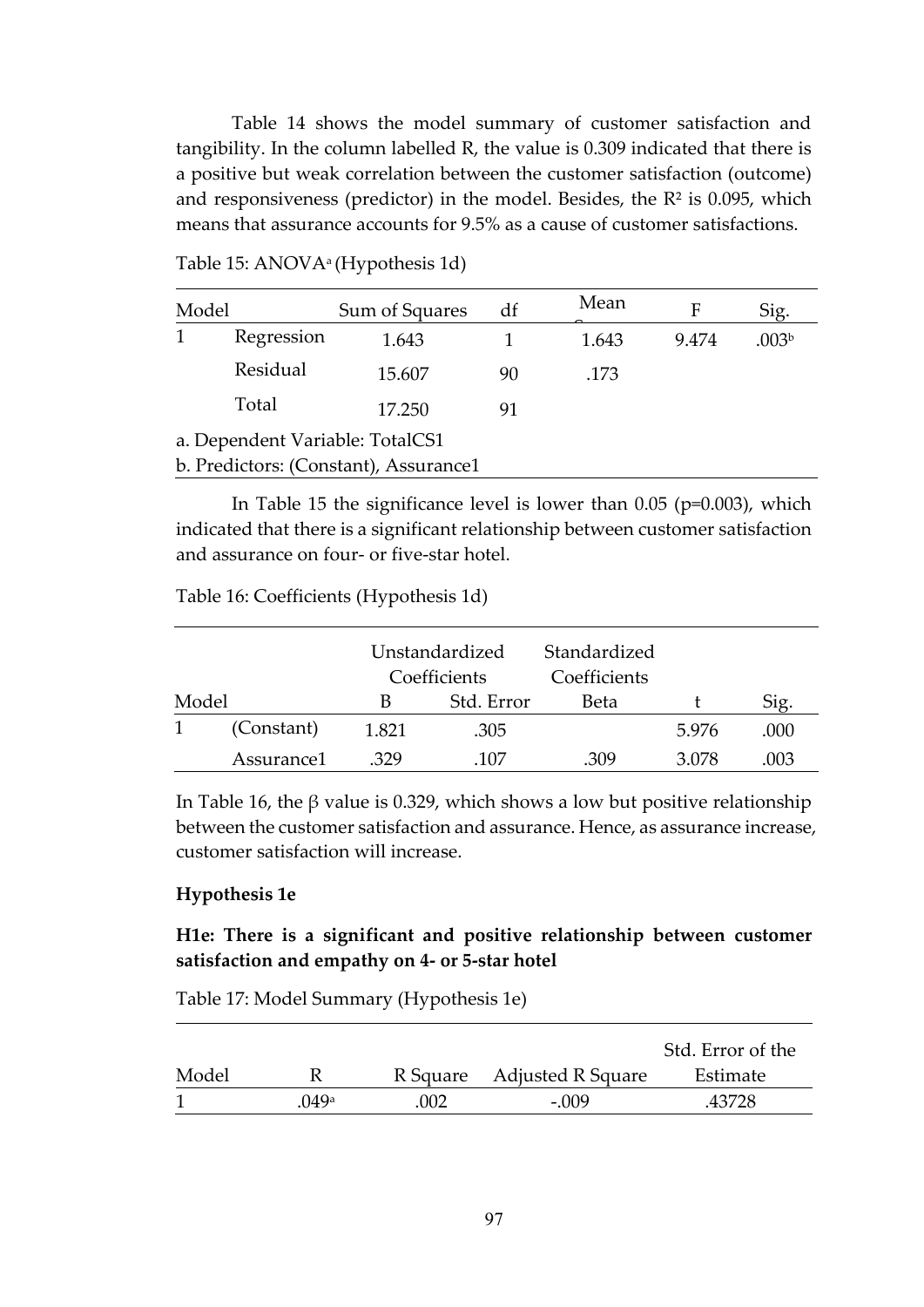Table 14 shows the model summary of customer satisfaction and tangibility. In the column labelled R, the value is 0.309 indicated that there is a positive but weak correlation between the customer satisfaction (outcome) and responsiveness (predictor) in the model. Besides, the $R^2$ is 0.095, which means that assurance accounts for 9.5% as a cause of customer satisfactions.

Table 15: ANOVA[a] (Hypothesis 1d)

| Model | | Sum of Squares | df | Mean Square | F | Sig. |
|---|---|---|---|---|---|---|
| 1 | Regression | 1.643 | 1 | 1.643 | 9.474 | .003[b] |
| | Residual | 15.607 | 90 | .173 | | |
| | Total | 17.250 | 91 | | | |

a. Dependent Variable: TotalCS1
b. Predictors: (Constant), Assurance1

In Table 15 the significance level is lower than 0.05 (p=0.003), which indicated that there is a significant relationship between customer satisfaction and assurance on four- or five-star hotel.

Table 16: Coefficients (Hypothesis 1d)

| Model | | Unstandardized Coefficients | | Standardized Coefficients | | |
|---|---|---|---|---|---|---|
| | | B | Std. Error | Beta | t | Sig. |
| 1 | (Constant) | 1.821 | .305 | | 5.976 | .000 |
| | Assurance1 | .329 | .107 | .309 | 3.078 | .003 |

In Table 16, the β value is 0.329, which shows a low but positive relationship between the customer satisfaction and assurance. Hence, as assurance increase, customer satisfaction will increase.

**Hypothesis 1e**

**H1e: There is a significant and positive relationship between customer satisfaction and empathy on 4- or 5-star hotel**

Table 17: Model Summary (Hypothesis 1e)

| Model | R | R Square | Adjusted R Square | Std. Error of the Estimate |
|---|---|---|---|---|
| 1 | .049[a] | .002 | -.009 | .43728 |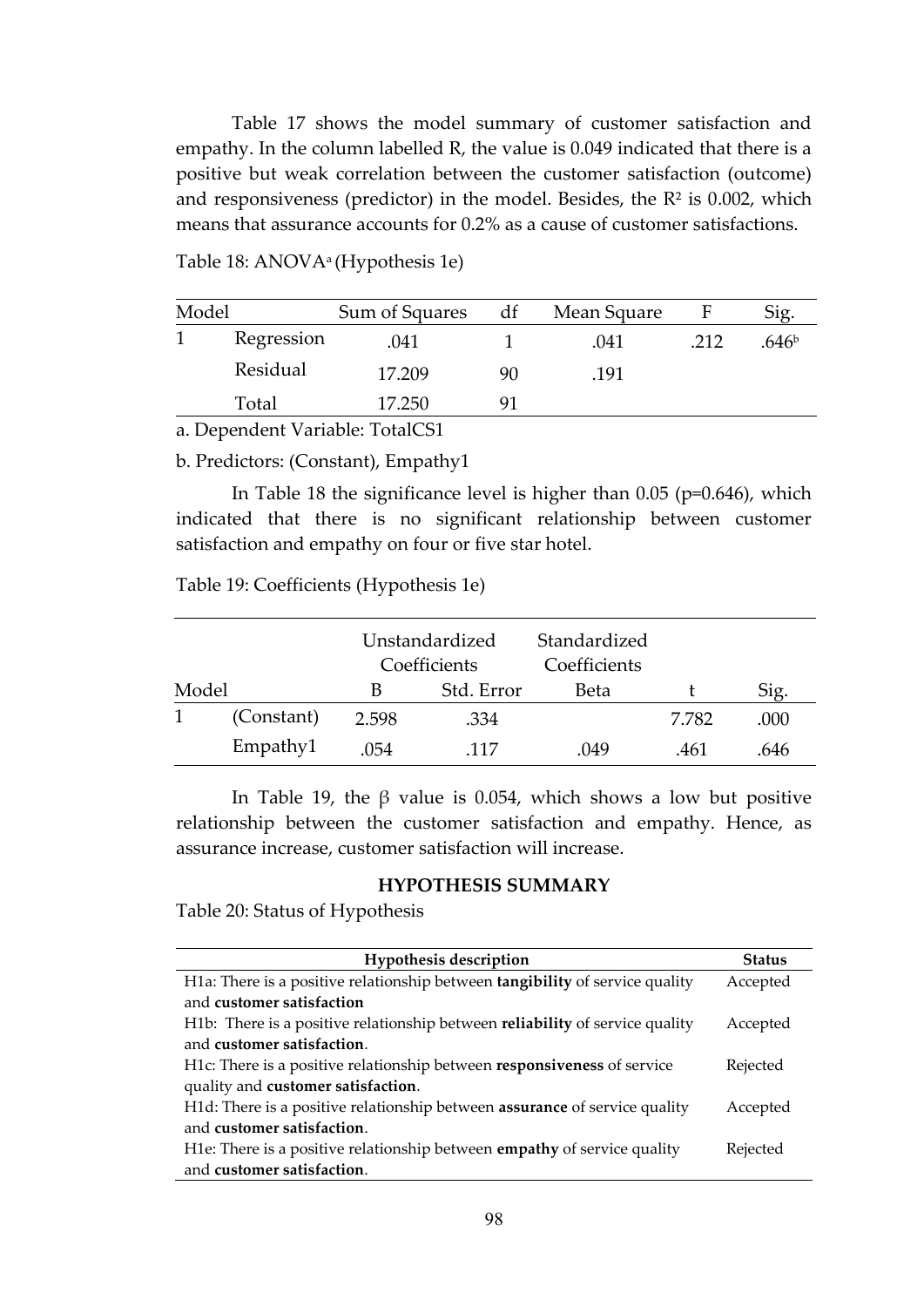Table 17 shows the model summary of customer satisfaction and empathy. In the column labelled R, the value is 0.049 indicated that there is a positive but weak correlation between the customer satisfaction (outcome) and responsiveness (predictor) in the model. Besides, the $R^2$ is 0.002, which means that assurance accounts for 0.2% as a cause of customer satisfactions.

Table 18: ANOVA[a] (Hypothesis 1e)

| Model | | Sum of Squares | df | Mean Square | F | Sig. |
|---|---|---|---|---|---|---|
| 1 | Regression | .041 | 1 | .041 | .212 | .646[b] |
| | Residual | 17.209 | 90 | .191 | | |
| | Total | 17.250 | 91 | | | |

a. Dependent Variable: TotalCS1

b. Predictors: (Constant), Empathy1

In Table 18 the significance level is higher than 0.05 (p=0.646), which indicated that there is no significant relationship between customer satisfaction and empathy on four or five star hotel.

Table 19: Coefficients (Hypothesis 1e)

| | | Unstandardized Coefficients | | Standardized Coefficients | | |
|---|---|---|---|---|---|---|
| Model | | B | Std. Error | Beta | t | Sig. |
| 1 | (Constant) | 2.598 | .334 | | 7.782 | .000 |
| | Empathy1 | .054 | .117 | .049 | .461 | .646 |

In Table 19, the $\beta$ value is 0.054, which shows a low but positive relationship between the customer satisfaction and empathy. Hence, as assurance increase, customer satisfaction will increase.

## HYPOTHESIS SUMMARY

Table 20: Status of Hypothesis

| Hypothesis description | Status |
|---|---|
| H1a: There is a positive relationship between **tangibility** of service quality and **customer satisfaction** | Accepted |
| H1b: There is a positive relationship between **reliability** of service quality and **customer satisfaction**. | Accepted |
| H1c: There is a positive relationship between **responsiveness** of service quality and **customer satisfaction**. | Rejected |
| H1d: There is a positive relationship between **assurance** of service quality and **customer satisfaction**. | Accepted |
| H1e: There is a positive relationship between **empathy** of service quality and **customer satisfaction**. | Rejected |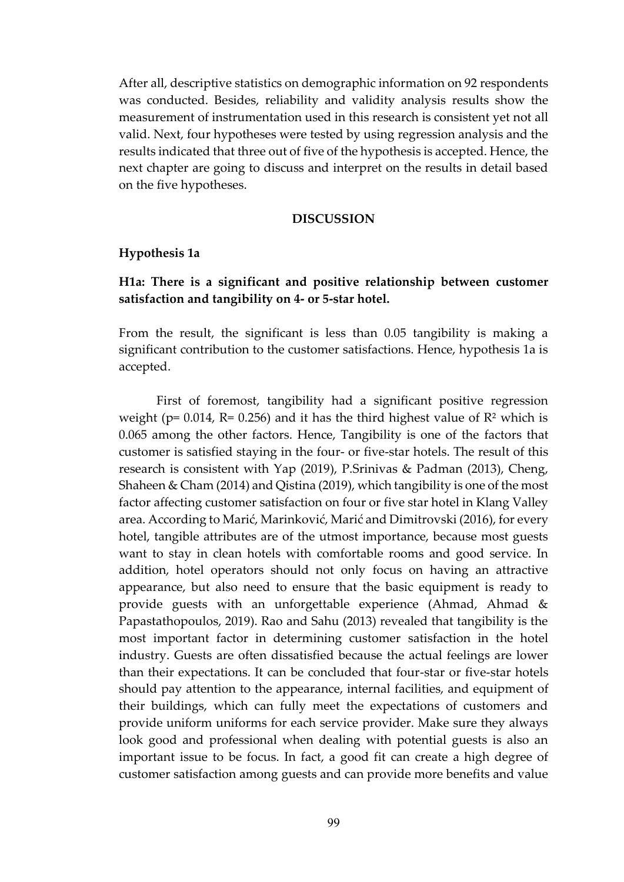After all, descriptive statistics on demographic information on 92 respondents was conducted. Besides, reliability and validity analysis results show the measurement of instrumentation used in this research is consistent yet not all valid. Next, four hypotheses were tested by using regression analysis and the results indicated that three out of five of the hypothesis is accepted. Hence, the next chapter are going to discuss and interpret on the results in detail based on the five hypotheses.

## DISCUSSION

### Hypothesis 1a

**H1a: There is a significant and positive relationship between customer satisfaction and tangibility on 4- or 5-star hotel.**

From the result, the significant is less than 0.05 tangibility is making a significant contribution to the customer satisfactions. Hence, hypothesis 1a is accepted.

First of foremost, tangibility had a significant positive regression weight (p= 0.014, R= 0.256) and it has the third highest value of $R^2$ which is 0.065 among the other factors. Hence, Tangibility is one of the factors that customer is satisfied staying in the four- or five-star hotels. The result of this research is consistent with Yap (2019), P.Srinivas & Padman (2013), Cheng, Shaheen & Cham (2014) and Qistina (2019), which tangibility is one of the most factor affecting customer satisfaction on four or five star hotel in Klang Valley area. According to Marić, Marinković, Marić and Dimitrovski (2016), for every hotel, tangible attributes are of the utmost importance, because most guests want to stay in clean hotels with comfortable rooms and good service. In addition, hotel operators should not only focus on having an attractive appearance, but also need to ensure that the basic equipment is ready to provide guests with an unforgettable experience (Ahmad, Ahmad & Papastathopoulos, 2019). Rao and Sahu (2013) revealed that tangibility is the most important factor in determining customer satisfaction in the hotel industry. Guests are often dissatisfied because the actual feelings are lower than their expectations. It can be concluded that four-star or five-star hotels should pay attention to the appearance, internal facilities, and equipment of their buildings, which can fully meet the expectations of customers and provide uniform uniforms for each service provider. Make sure they always look good and professional when dealing with potential guests is also an important issue to be focus. In fact, a good fit can create a high degree of customer satisfaction among guests and can provide more benefits and value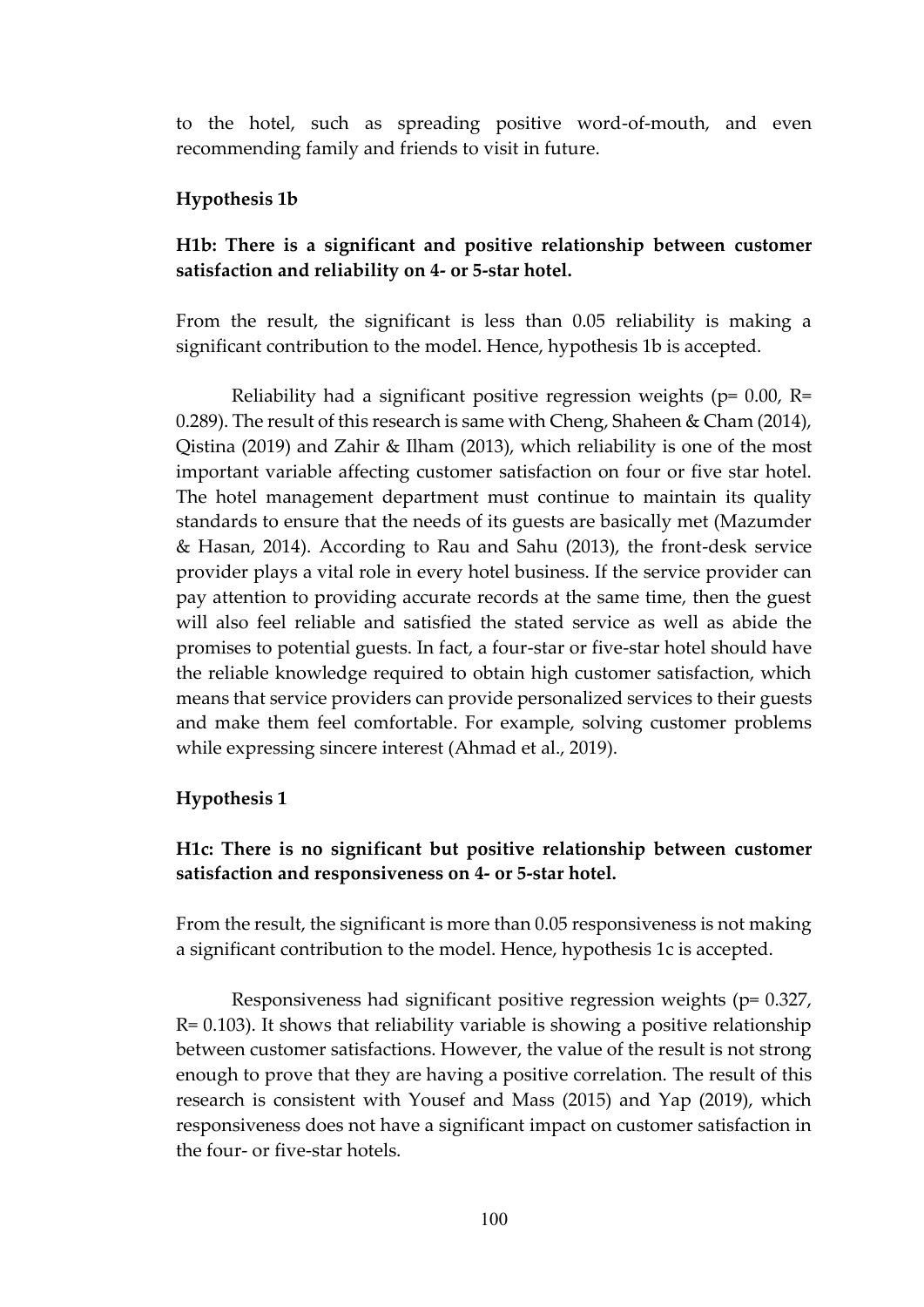to the hotel, such as spreading positive word-of-mouth, and even recommending family and friends to visit in future.

### Hypothesis 1b

**H1b: There is a significant and positive relationship between customer satisfaction and reliability on 4- or 5-star hotel.**

From the result, the significant is less than 0.05 reliability is making a significant contribution to the model. Hence, hypothesis 1b is accepted.

Reliability had a significant positive regression weights (p= 0.00, R= 0.289). The result of this research is same with Cheng, Shaheen & Cham (2014), Qistina (2019) and Zahir & Ilham (2013), which reliability is one of the most important variable affecting customer satisfaction on four or five star hotel. The hotel management department must continue to maintain its quality standards to ensure that the needs of its guests are basically met (Mazumder & Hasan, 2014). According to Rau and Sahu (2013), the front-desk service provider plays a vital role in every hotel business. If the service provider can pay attention to providing accurate records at the same time, then the guest will also feel reliable and satisfied the stated service as well as abide the promises to potential guests. In fact, a four-star or five-star hotel should have the reliable knowledge required to obtain high customer satisfaction, which means that service providers can provide personalized services to their guests and make them feel comfortable. For example, solving customer problems while expressing sincere interest (Ahmad et al., 2019).

### Hypothesis 1

**H1c: There is no significant but positive relationship between customer satisfaction and responsiveness on 4- or 5-star hotel.**

From the result, the significant is more than 0.05 responsiveness is not making a significant contribution to the model. Hence, hypothesis 1c is accepted.

Responsiveness had significant positive regression weights (p= 0.327, R= 0.103). It shows that reliability variable is showing a positive relationship between customer satisfactions. However, the value of the result is not strong enough to prove that they are having a positive correlation. The result of this research is consistent with Yousef and Mass (2015) and Yap (2019), which responsiveness does not have a significant impact on customer satisfaction in the four- or five-star hotels.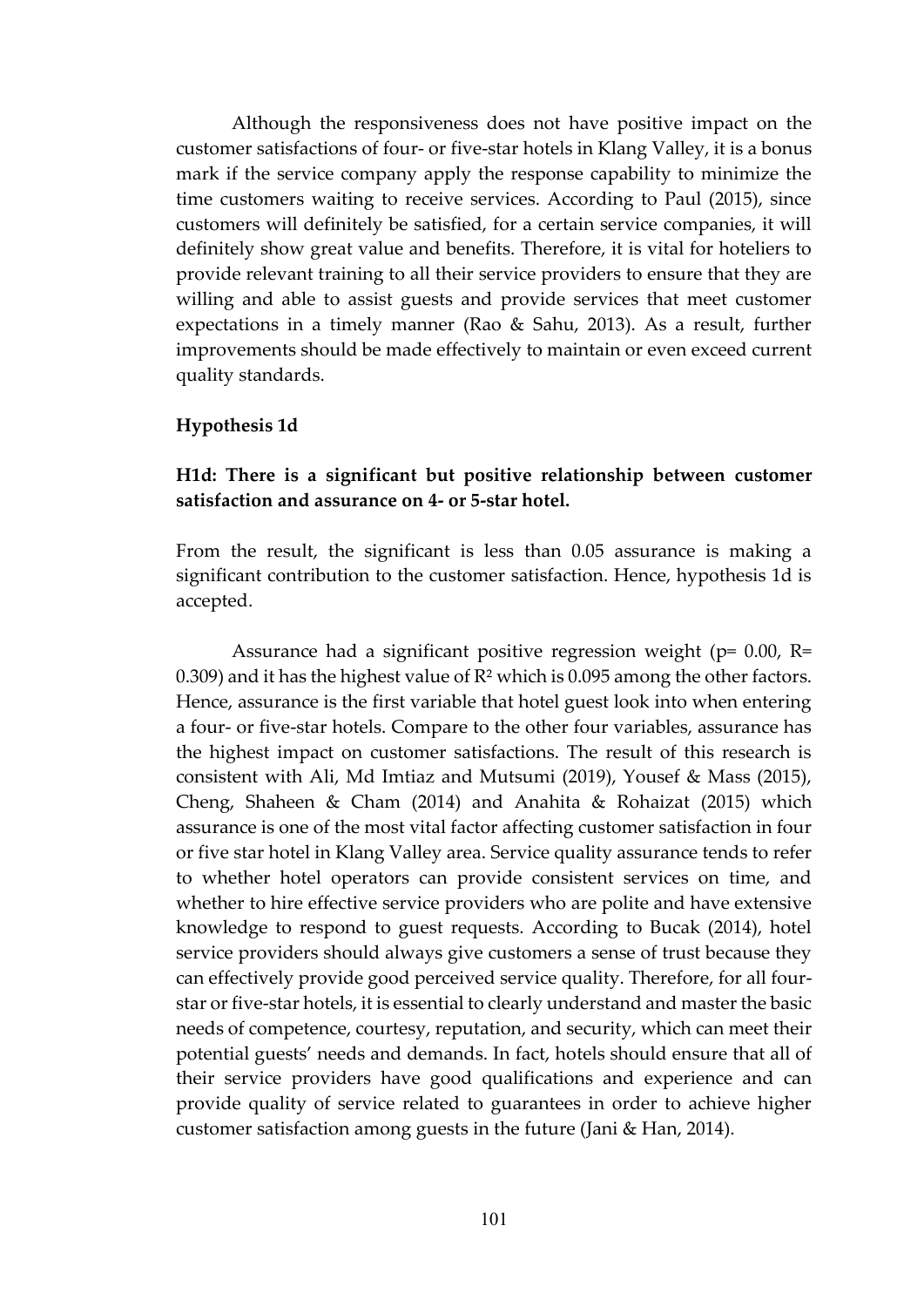Although the responsiveness does not have positive impact on the customer satisfactions of four- or five-star hotels in Klang Valley, it is a bonus mark if the service company apply the response capability to minimize the time customers waiting to receive services. According to Paul (2015), since customers will definitely be satisfied, for a certain service companies, it will definitely show great value and benefits. Therefore, it is vital for hoteliers to provide relevant training to all their service providers to ensure that they are willing and able to assist guests and provide services that meet customer expectations in a timely manner (Rao & Sahu, 2013). As a result, further improvements should be made effectively to maintain or even exceed current quality standards.

**Hypothesis 1d**

**H1d: There is a significant but positive relationship between customer satisfaction and assurance on 4- or 5-star hotel.**

From the result, the significant is less than 0.05 assurance is making a significant contribution to the customer satisfaction. Hence, hypothesis 1d is accepted.

Assurance had a significant positive regression weight ($p= 0.00$, $R= 0.309$) and it has the highest value of $R^2$ which is 0.095 among the other factors. Hence, assurance is the first variable that hotel guest look into when entering a four- or five-star hotels. Compare to the other four variables, assurance has the highest impact on customer satisfactions. The result of this research is consistent with Ali, Md Imtiaz and Mutsumi (2019), Yousef & Mass (2015), Cheng, Shaheen & Cham (2014) and Anahita & Rohaizat (2015) which assurance is one of the most vital factor affecting customer satisfaction in four or five star hotel in Klang Valley area. Service quality assurance tends to refer to whether hotel operators can provide consistent services on time, and whether to hire effective service providers who are polite and have extensive knowledge to respond to guest requests. According to Bucak (2014), hotel service providers should always give customers a sense of trust because they can effectively provide good perceived service quality. Therefore, for all four-star or five-star hotels, it is essential to clearly understand and master the basic needs of competence, courtesy, reputation, and security, which can meet their potential guests' needs and demands. In fact, hotels should ensure that all of their service providers have good qualifications and experience and can provide quality of service related to guarantees in order to achieve higher customer satisfaction among guests in the future (Jani & Han, 2014).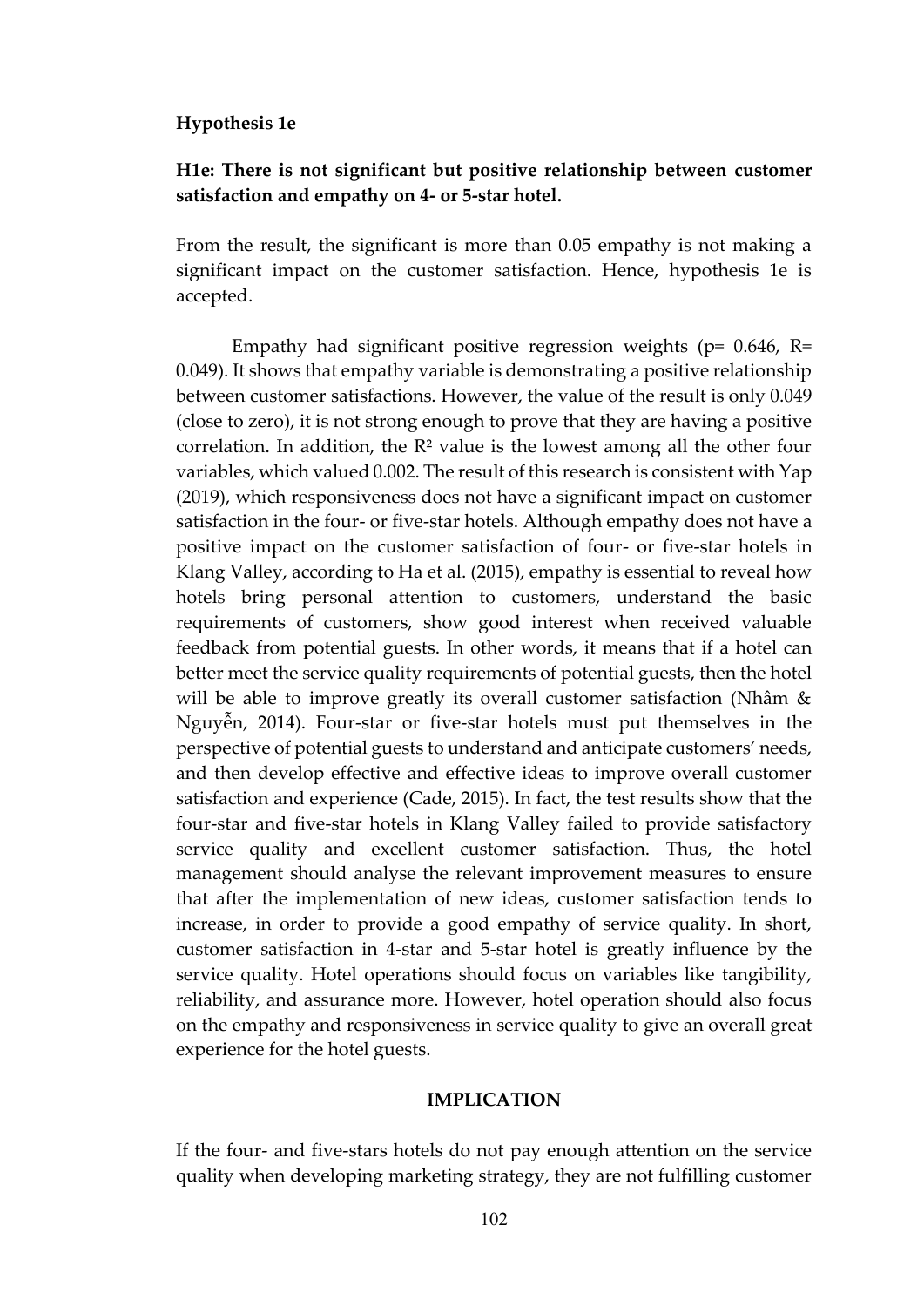**Hypothesis 1e**

**H1e: There is not significant but positive relationship between customer satisfaction and empathy on 4- or 5-star hotel.**

From the result, the significant is more than 0.05 empathy is not making a significant impact on the customer satisfaction. Hence, hypothesis 1e is accepted.

Empathy had significant positive regression weights (p= 0.646, R= 0.049). It shows that empathy variable is demonstrating a positive relationship between customer satisfactions. However, the value of the result is only 0.049 (close to zero), it is not strong enough to prove that they are having a positive correlation. In addition, the $R^2$ value is the lowest among all the other four variables, which valued 0.002. The result of this research is consistent with Yap (2019), which responsiveness does not have a significant impact on customer satisfaction in the four- or five-star hotels. Although empathy does not have a positive impact on the customer satisfaction of four- or five-star hotels in Klang Valley, according to Ha et al. (2015), empathy is essential to reveal how hotels bring personal attention to customers, understand the basic requirements of customers, show good interest when received valuable feedback from potential guests. In other words, it means that if a hotel can better meet the service quality requirements of potential guests, then the hotel will be able to improve greatly its overall customer satisfaction (Nhâm & Nguyễn, 2014). Four-star or five-star hotels must put themselves in the perspective of potential guests to understand and anticipate customers' needs, and then develop effective and effective ideas to improve overall customer satisfaction and experience (Cade, 2015). In fact, the test results show that the four-star and five-star hotels in Klang Valley failed to provide satisfactory service quality and excellent customer satisfaction. Thus, the hotel management should analyse the relevant improvement measures to ensure that after the implementation of new ideas, customer satisfaction tends to increase, in order to provide a good empathy of service quality. In short, customer satisfaction in 4-star and 5-star hotel is greatly influence by the service quality. Hotel operations should focus on variables like tangibility, reliability, and assurance more. However, hotel operation should also focus on the empathy and responsiveness in service quality to give an overall great experience for the hotel guests.

## IMPLICATION

If the four- and five-stars hotels do not pay enough attention on the service quality when developing marketing strategy, they are not fulfilling customer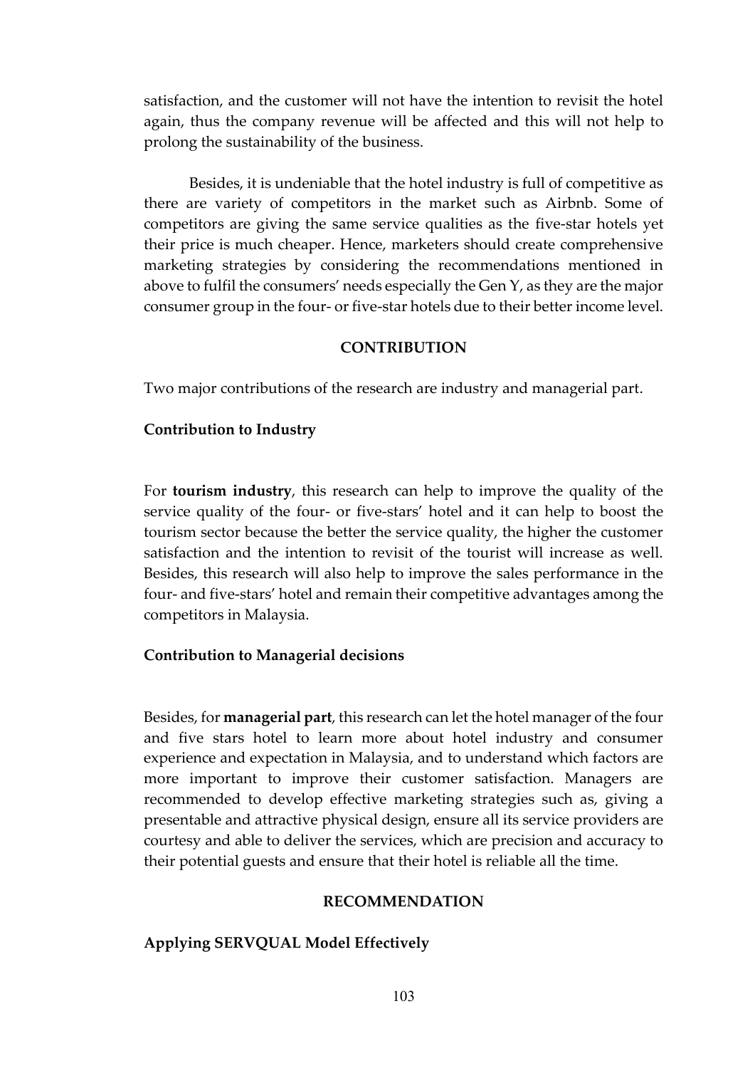satisfaction, and the customer will not have the intention to revisit the hotel again, thus the company revenue will be affected and this will not help to prolong the sustainability of the business.

Besides, it is undeniable that the hotel industry is full of competitive as there are variety of competitors in the market such as Airbnb. Some of competitors are giving the same service qualities as the five-star hotels yet their price is much cheaper. Hence, marketers should create comprehensive marketing strategies by considering the recommendations mentioned in above to fulfil the consumers' needs especially the Gen Y, as they are the major consumer group in the four- or five-star hotels due to their better income level.

## CONTRIBUTION

Two major contributions of the research are industry and managerial part.

### Contribution to Industry

For **tourism industry**, this research can help to improve the quality of the service quality of the four- or five-stars' hotel and it can help to boost the tourism sector because the better the service quality, the higher the customer satisfaction and the intention to revisit of the tourist will increase as well. Besides, this research will also help to improve the sales performance in the four- and five-stars' hotel and remain their competitive advantages among the competitors in Malaysia.

### Contribution to Managerial decisions

Besides, for **managerial part**, this research can let the hotel manager of the four and five stars hotel to learn more about hotel industry and consumer experience and expectation in Malaysia, and to understand which factors are more important to improve their customer satisfaction. Managers are recommended to develop effective marketing strategies such as, giving a presentable and attractive physical design, ensure all its service providers are courtesy and able to deliver the services, which are precision and accuracy to their potential guests and ensure that their hotel is reliable all the time.

## RECOMMENDATION

### Applying SERVQUAL Model Effectively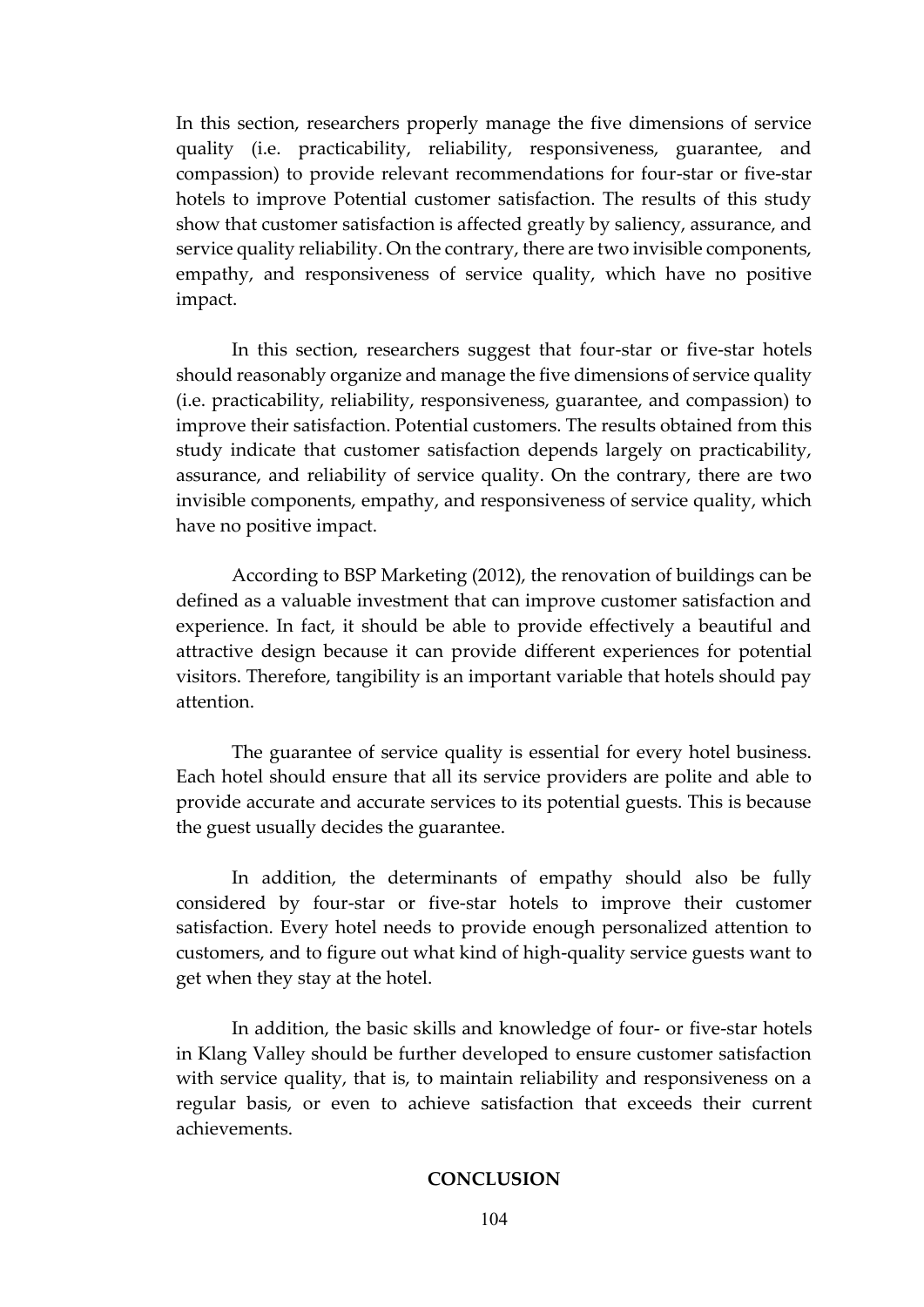In this section, researchers properly manage the five dimensions of service quality (i.e. practicability, reliability, responsiveness, guarantee, and compassion) to provide relevant recommendations for four-star or five-star hotels to improve Potential customer satisfaction. The results of this study show that customer satisfaction is affected greatly by saliency, assurance, and service quality reliability. On the contrary, there are two invisible components, empathy, and responsiveness of service quality, which have no positive impact.

In this section, researchers suggest that four-star or five-star hotels should reasonably organize and manage the five dimensions of service quality (i.e. practicability, reliability, responsiveness, guarantee, and compassion) to improve their satisfaction. Potential customers. The results obtained from this study indicate that customer satisfaction depends largely on practicability, assurance, and reliability of service quality. On the contrary, there are two invisible components, empathy, and responsiveness of service quality, which have no positive impact.

According to BSP Marketing (2012), the renovation of buildings can be defined as a valuable investment that can improve customer satisfaction and experience. In fact, it should be able to provide effectively a beautiful and attractive design because it can provide different experiences for potential visitors. Therefore, tangibility is an important variable that hotels should pay attention.

The guarantee of service quality is essential for every hotel business. Each hotel should ensure that all its service providers are polite and able to provide accurate and accurate services to its potential guests. This is because the guest usually decides the guarantee.

In addition, the determinants of empathy should also be fully considered by four-star or five-star hotels to improve their customer satisfaction. Every hotel needs to provide enough personalized attention to customers, and to figure out what kind of high-quality service guests want to get when they stay at the hotel.

In addition, the basic skills and knowledge of four- or five-star hotels in Klang Valley should be further developed to ensure customer satisfaction with service quality, that is, to maintain reliability and responsiveness on a regular basis, or even to achieve satisfaction that exceeds their current achievements.

## CONCLUSION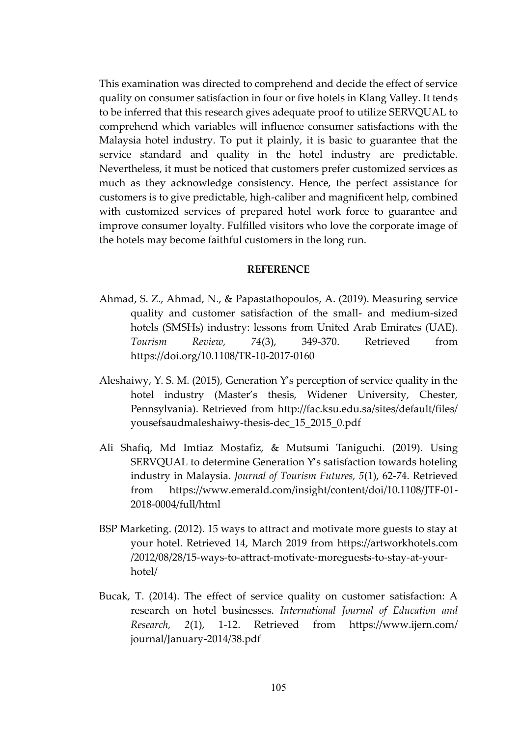This examination was directed to comprehend and decide the effect of service quality on consumer satisfaction in four or five hotels in Klang Valley. It tends to be inferred that this research gives adequate proof to utilize SERVQUAL to comprehend which variables will influence consumer satisfactions with the Malaysia hotel industry. To put it plainly, it is basic to guarantee that the service standard and quality in the hotel industry are predictable. Nevertheless, it must be noticed that customers prefer customized services as much as they acknowledge consistency. Hence, the perfect assistance for customers is to give predictable, high-caliber and magnificent help, combined with customized services of prepared hotel work force to guarantee and improve consumer loyalty. Fulfilled visitors who love the corporate image of the hotels may become faithful customers in the long run.

## REFERENCE

Ahmad, S. Z., Ahmad, N., & Papastathopoulos, A. (2019). Measuring service quality and customer satisfaction of the small- and medium-sized hotels (SMSHs) industry: lessons from United Arab Emirates (UAE). *Tourism Review, 74*(3), 349-370. Retrieved from https://doi.org/10.1108/TR-10-2017-0160

Aleshaiwy, Y. S. M. (2015), Generation Y's perception of service quality in the hotel industry (Master's thesis, Widener University, Chester, Pennsylvania). Retrieved from http://fac.ksu.edu.sa/sites/default/files/yousefsaudmaleshaiwy-thesis-dec_15_2015_0.pdf

Ali Shafiq, Md Imtiaz Mostafiz, & Mutsumi Taniguchi. (2019). Using SERVQUAL to determine Generation Y's satisfaction towards hoteling industry in Malaysia. *Journal of Tourism Futures, 5*(1), 62-74. Retrieved from https://www.emerald.com/insight/content/doi/10.1108/JTF-01-2018-0004/full/html

BSP Marketing. (2012). 15 ways to attract and motivate more guests to stay at your hotel. Retrieved 14, March 2019 from https://artworkhotels.com/2012/08/28/15-ways-to-attract-motivate-moreguests-to-stay-at-your-hotel/

Bucak, T. (2014). The effect of service quality on customer satisfaction: A research on hotel businesses. *International Journal of Education and Research, 2*(1), 1-12. Retrieved from https://www.ijern.com/journal/January-2014/38.pdf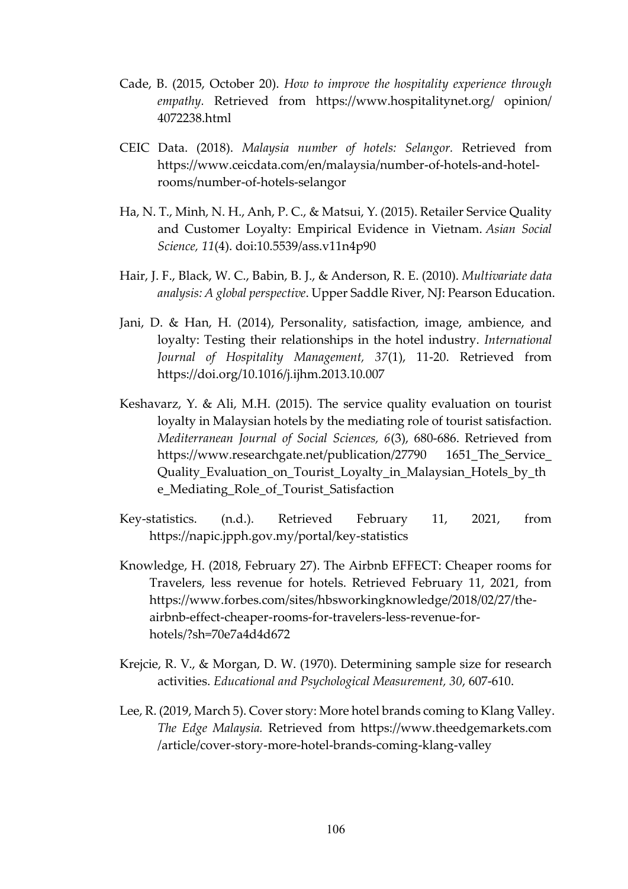Cade, B. (2015, October 20). *How to improve the hospitality experience through empathy.* Retrieved from https://www.hospitalitynet.org/ opinion/ 4072238.html

CEIC Data. (2018). *Malaysia number of hotels: Selangor.* Retrieved from https://www.ceicdata.com/en/malaysia/number-of-hotels-and-hotel-rooms/number-of-hotels-selangor

Ha, N. T., Minh, N. H., Anh, P. C., & Matsui, Y. (2015). Retailer Service Quality and Customer Loyalty: Empirical Evidence in Vietnam. *Asian Social Science, 11*(4). doi:10.5539/ass.v11n4p90

Hair, J. F., Black, W. C., Babin, B. J., & Anderson, R. E. (2010). *Multivariate data analysis: A global perspective*. Upper Saddle River, NJ: Pearson Education.

Jani, D. & Han, H. (2014), Personality, satisfaction, image, ambience, and loyalty: Testing their relationships in the hotel industry. *International Journal of Hospitality Management, 37*(1), 11-20. Retrieved from https://doi.org/10.1016/j.ijhm.2013.10.007

Keshavarz, Y. & Ali, M.H. (2015). The service quality evaluation on tourist loyalty in Malaysian hotels by the mediating role of tourist satisfaction. *Mediterranean Journal of Social Sciences, 6*(3), 680-686. Retrieved from https://www.researchgate.net/publication/27790 1651_The_Service_Quality_Evaluation_on_Tourist_Loyalty_in_Malaysian_Hotels_by_the_Mediating_Role_of_Tourist_Satisfaction

Key-statistics. (n.d.). Retrieved February 11, 2021, from https://napic.jpph.gov.my/portal/key-statistics

Knowledge, H. (2018, February 27). The Airbnb EFFECT: Cheaper rooms for Travelers, less revenue for hotels. Retrieved February 11, 2021, from https://www.forbes.com/sites/hbsworkingknowledge/2018/02/27/the-airbnb-effect-cheaper-rooms-for-travelers-less-revenue-for-hotels/?sh=70e7a4d4d672

Krejcie, R. V., & Morgan, D. W. (1970). Determining sample size for research activities. *Educational and Psychological Measurement, 30*, 607-610.

Lee, R. (2019, March 5). Cover story: More hotel brands coming to Klang Valley. *The Edge Malaysia.* Retrieved from https://www.theedgemarkets.com /article/cover-story-more-hotel-brands-coming-klang-valley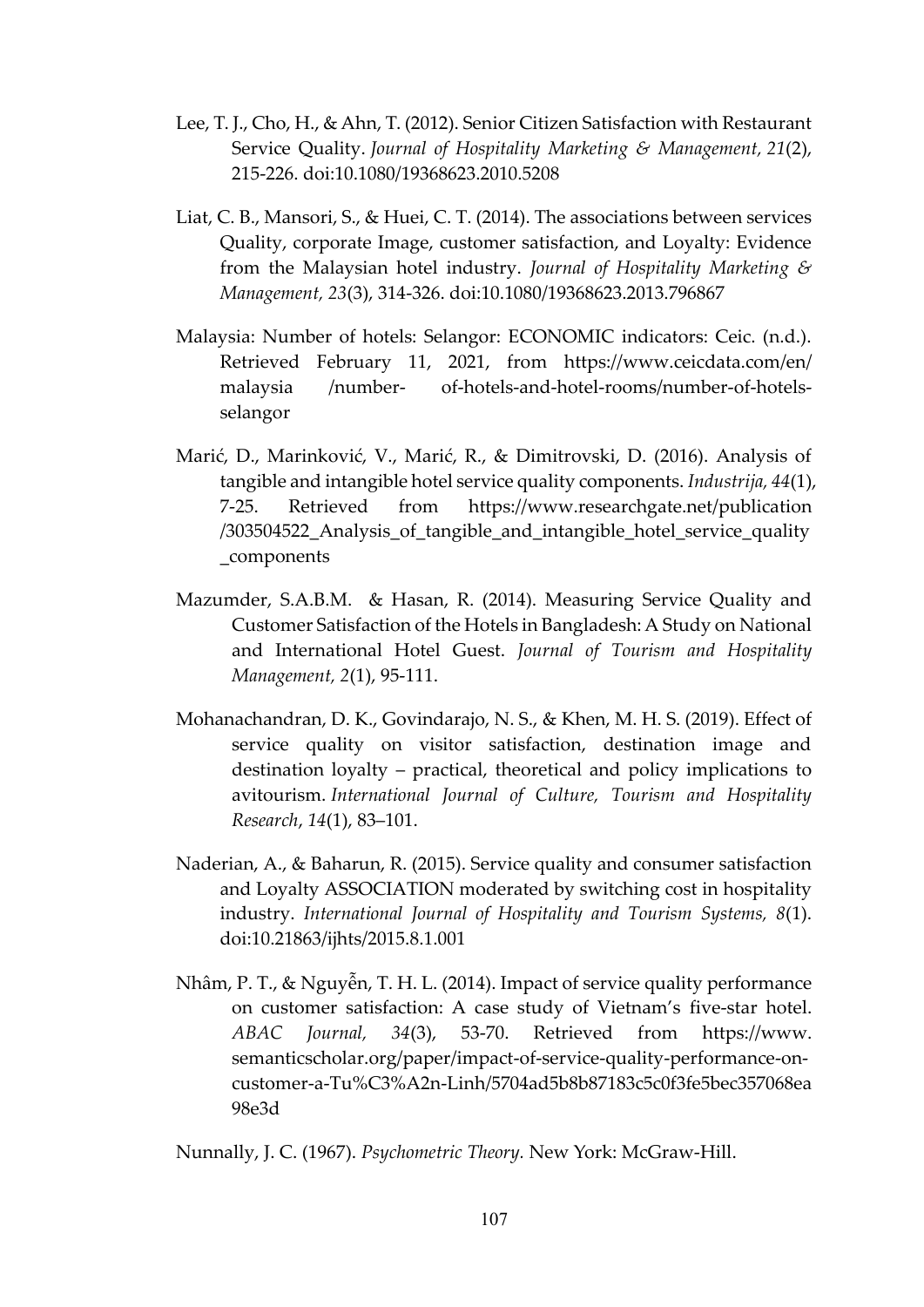Lee, T. J., Cho, H., & Ahn, T. (2012). Senior Citizen Satisfaction with Restaurant Service Quality. *Journal of Hospitality Marketing & Management, 21*(2), 215-226. doi:10.1080/19368623.2010.5208

Liat, C. B., Mansori, S., & Huei, C. T. (2014). The associations between services Quality, corporate Image, customer satisfaction, and Loyalty: Evidence from the Malaysian hotel industry. *Journal of Hospitality Marketing & Management, 23*(3), 314-326. doi:10.1080/19368623.2013.796867

Malaysia: Number of hotels: Selangor: ECONOMIC indicators: Ceic. (n.d.). Retrieved February 11, 2021, from https://www.ceicdata.com/en/ malaysia /number- of-hotels-and-hotel-rooms/number-of-hotels-selangor

Marić, D., Marinković, V., Marić, R., & Dimitrovski, D. (2016). Analysis of tangible and intangible hotel service quality components. *Industrija, 44*(1), 7-25. Retrieved from https://www.researchgate.net/publication /303504522_Analysis_of_tangible_and_intangible_hotel_service_quality _components

Mazumder, S.A.B.M. & Hasan, R. (2014). Measuring Service Quality and Customer Satisfaction of the Hotels in Bangladesh: A Study on National and International Hotel Guest. *Journal of Tourism and Hospitality Management, 2*(1), 95-111.

Mohanachandran, D. K., Govindarajo, N. S., & Khen, M. H. S. (2019). Effect of service quality on visitor satisfaction, destination image and destination loyalty – practical, theoretical and policy implications to avitourism. *International Journal of Culture, Tourism and Hospitality Research*, *14*(1), 83–101.

Naderian, A., & Baharun, R. (2015). Service quality and consumer satisfaction and Loyalty ASSOCIATION moderated by switching cost in hospitality industry. *International Journal of Hospitality and Tourism Systems, 8*(1). doi:10.21863/ijhts/2015.8.1.001

Nhâm, P. T., & Nguyễn, T. H. L. (2014). Impact of service quality performance on customer satisfaction: A case study of Vietnam's five-star hotel. *ABAC Journal, 34*(3), 53-70. Retrieved from https://www. semanticscholar.org/paper/impact-of-service-quality-performance-on-customer-a-Tu%C3%A2n-Linh/5704ad5b8b87183c5c0f3fe5bec357068ea 98e3d

Nunnally, J. C. (1967). *Psychometric Theory.* New York: McGraw-Hill.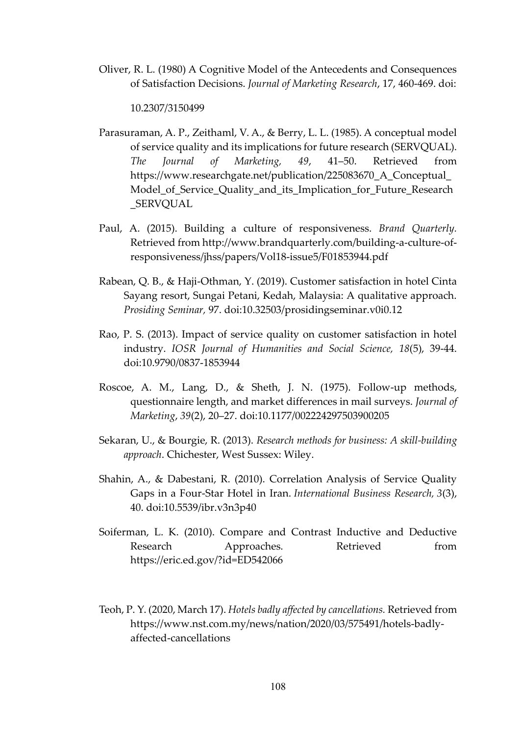Oliver, R. L. (1980) A Cognitive Model of the Antecedents and Consequences of Satisfaction Decisions. *Journal of Marketing Research*, 17, 460-469. doi: 10.2307/3150499

Parasuraman, A. P., Zeithaml, V. A., & Berry, L. L. (1985). A conceptual model of service quality and its implications for future research (SERVQUAL). *The Journal of Marketing, 49*, 41–50. Retrieved from https://www.researchgate.net/publication/225083670_A_Conceptual_Model_of_Service_Quality_and_its_Implication_for_Future_Research_SERVQUAL

Paul, A. (2015). Building a culture of responsiveness. *Brand Quarterly.* Retrieved from http://www.brandquarterly.com/building-a-culture-of-responsiveness/jhss/papers/Vol18-issue5/F01853944.pdf

Rabean, Q. B., & Haji-Othman, Y. (2019). Customer satisfaction in hotel Cinta Sayang resort, Sungai Petani, Kedah, Malaysia: A qualitative approach. *Prosiding Seminar,* 97. doi:10.32503/prosidingseminar.v0i0.12

Rao, P. S. (2013). Impact of service quality on customer satisfaction in hotel industry. *IOSR Journal of Humanities and Social Science, 18*(5), 39-44. doi:10.9790/0837-1853944

Roscoe, A. M., Lang, D., & Sheth, J. N. (1975). Follow-up methods, questionnaire length, and market differences in mail surveys. *Journal of Marketing*, *39*(2), 20–27. doi:10.1177/002224297503900205

Sekaran, U., & Bourgie, R. (2013). *Research methods for business: A skill-building approach*. Chichester, West Sussex: Wiley.

Shahin, A., & Dabestani, R. (2010). Correlation Analysis of Service Quality Gaps in a Four-Star Hotel in Iran. *International Business Research, 3*(3), 40. doi:10.5539/ibr.v3n3p40

Soiferman, L. K. (2010). Compare and Contrast Inductive and Deductive Research Approaches. Retrieved from https://eric.ed.gov/?id=ED542066

Teoh, P. Y. (2020, March 17). *Hotels badly affected by cancellations.* Retrieved from https://www.nst.com.my/news/nation/2020/03/575491/hotels-badly-affected-cancellations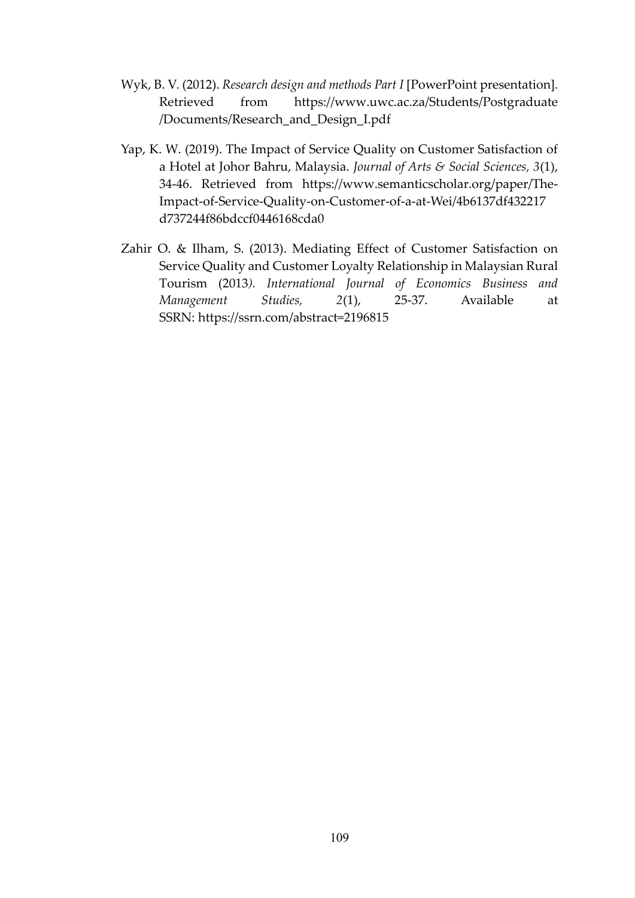Wyk, B. V. (2012). *Research design and methods Part I* [PowerPoint presentation]. Retrieved from https://www.uwc.ac.za/Students/Postgraduate/Documents/Research_and_Design_I.pdf

Yap, K. W. (2019). The Impact of Service Quality on Customer Satisfaction of a Hotel at Johor Bahru, Malaysia. *Journal of Arts & Social Sciences, 3*(1), 34-46. Retrieved from https://www.semanticscholar.org/paper/The-Impact-of-Service-Quality-on-Customer-of-a-at-Wei/4b6137df432217d737244f86bdccf0446168cda0

Zahir O. & Ilham, S. (2013). Mediating Effect of Customer Satisfaction on Service Quality and Customer Loyalty Relationship in Malaysian Rural Tourism (2013*). International Journal of Economics Business and Management Studies, 2*(1), 25-37. Available at SSRN: https://ssrn.com/abstract=2196815